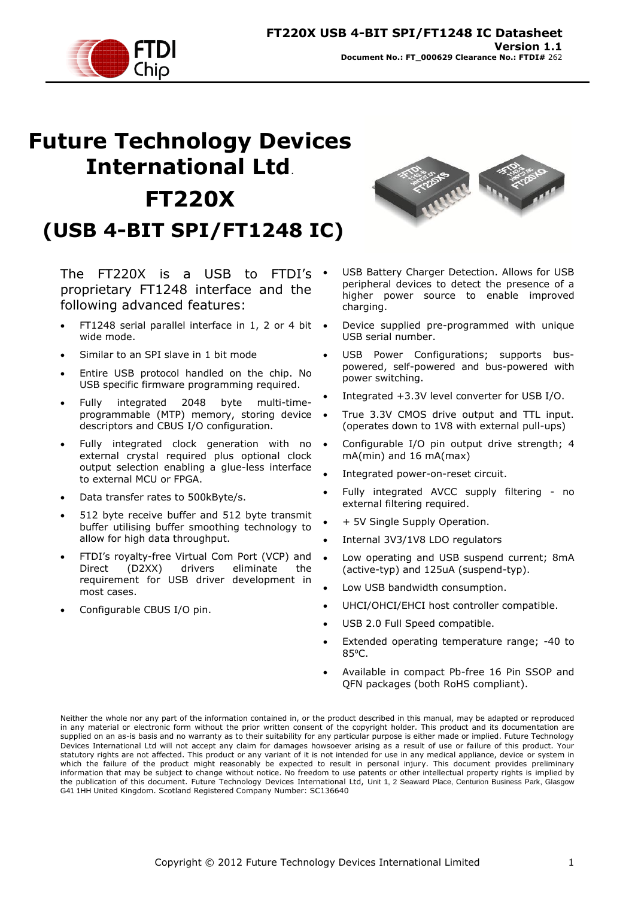# Future Technology Devices International Ltd.

# FT220X

# (USB 4-BIT SPI/FT1248 IC)

The FT220X is a USB to FTDI's proprietary FT1248 interface and the following advanced features:

- FT1248 serial parallel interface in 1, 2 or 4 bit wide mode.
- Similar to an SPI slave in 1 bit mode
- Entire USB protocol handled on the chip. No USB specific firmware programming required.
- Fully integrated 2048 byte multi-time-programmable (MTP) memory, storing device descriptors and CBUS I/O configuration.
- Fully integrated clock generation with no external crystal required plus optional clock output selection enabling a glue-less interface to external MCU or FPGA.
- Data transfer rates to 500kByte/s.
- 512 byte receive buffer and 512 byte transmit buffer utilising buffer smoothing technology to allow for high data throughput.
- FTDI's royalty-free Virtual Com Port (VCP) and Direct (D2XX) drivers eliminate the requirement for USB driver development in most cases.
- Configurable CBUS I/O pin.
- USB Battery Charger Detection. Allows for USB peripheral devices to detect the presence of a higher power source to enable improved charging.
- Device supplied pre-programmed with unique USB serial number.
- USB Power Configurations; supports bus-powered, self-powered and bus-powered with power switching.
- Integrated +3.3V level converter for USB I/O.
- True 3.3V CMOS drive output and TTL input. (operates down to 1V8 with external pull-ups)
- Configurable I/O pin output drive strength; 4 mA(min) and 16 mA(max)
- Integrated power-on-reset circuit.
- Fully integrated AVCC supply filtering - no external filtering required.
- \+ 5V Single Supply Operation.
- Internal 3V3/1V8 LDO regulators
- Low operating and USB suspend current; 8mA (active-typ) and 125uA (suspend-typ).
- Low USB bandwidth consumption.
- UHCI/OHCI/EHCI host controller compatible.
- USB 2.0 Full Speed compatible.
- Extended operating temperature range; -40 to 85ºC.
- Available in compact Pb-free 16 Pin SSOP and QFN packages (both RoHS compliant).

Neither the whole nor any part of the information contained in, or the product described in this manual, may be adapted or reproduced in any material or electronic form without the prior written consent of the copyright holder. This product and its documentation are supplied on an as-is basis and no warranty as to their suitability for any particular purpose is either made or implied. Future Technology Devices International Ltd will not accept any claim for damages howsoever arising as a result of use or failure of this product. Your statutory rights are not affected. This product or any variant of it is not intended for use in any medical appliance, device or system in which the failure of the product might reasonably be expected to result in personal injury. This document provides preliminary information that may be subject to change without notice. No freedom to use patents or other intellectual property rights is implied by the publication of this document. Future Technology Devices International Ltd, Unit 1, 2 Seaward Place, Centurion Business Park, Glasgow G41 1HH United Kingdom. Scotland Registered Company Number: SC136640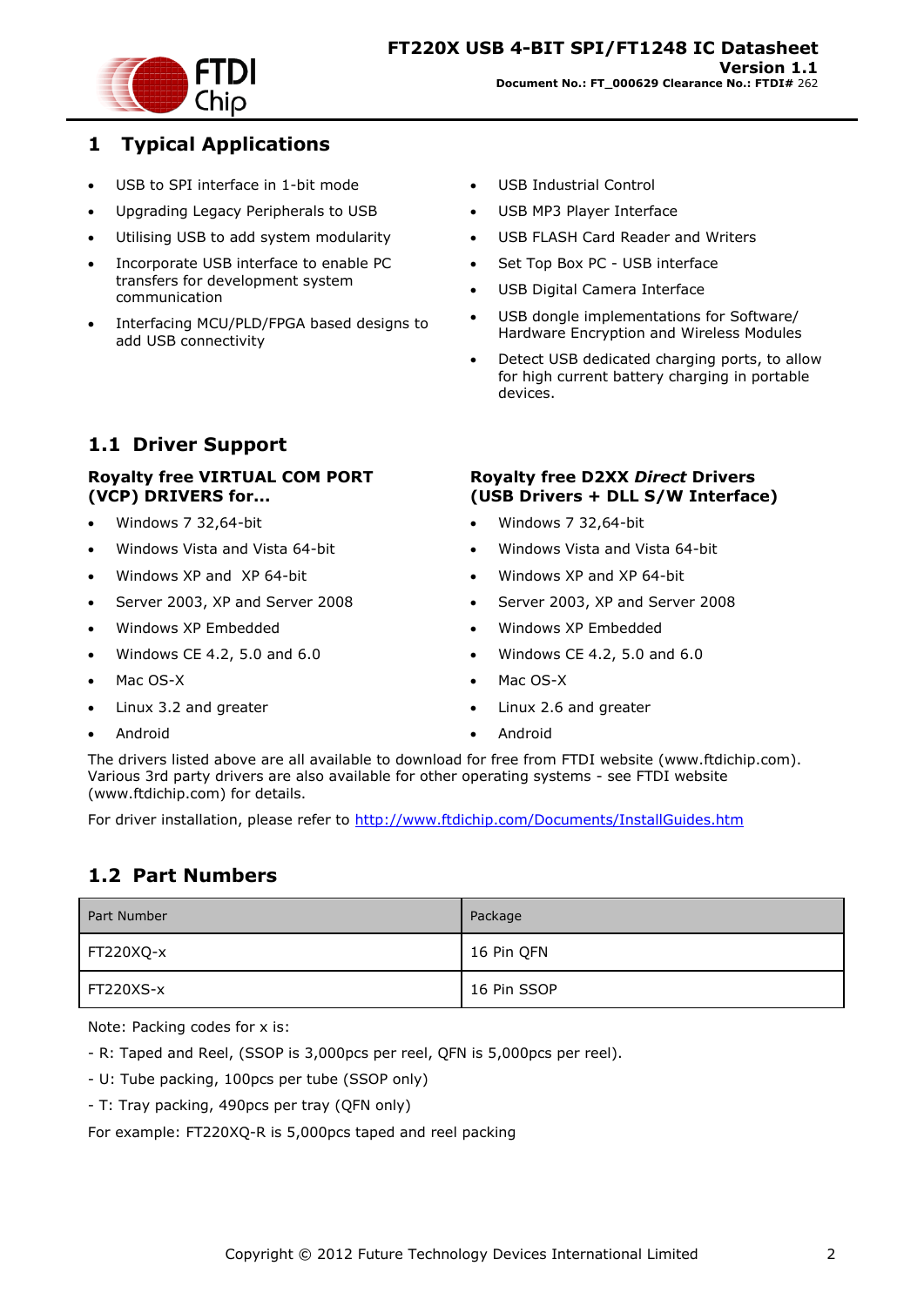# 1 Typical Applications

- USB to SPI interface in 1-bit mode
- Upgrading Legacy Peripherals to USB
- Utilising USB to add system modularity
- Incorporate USB interface to enable PC transfers for development system communication
- Interfacing MCU/PLD/FPGA based designs to add USB connectivity
- USB Industrial Control
- USB MP3 Player Interface
- USB FLASH Card Reader and Writers
- Set Top Box PC - USB interface
- USB Digital Camera Interface
- USB dongle implementations for Software/ Hardware Encryption and Wireless Modules
- Detect USB dedicated charging ports, to allow for high current battery charging in portable devices.

## 1.1 Driver Support

**Royalty free VIRTUAL COM PORT (VCP) DRIVERS for...**

- Windows 7 32,64-bit
- Windows Vista and Vista 64-bit
- Windows XP and XP 64-bit
- Server 2003, XP and Server 2008
- Windows XP Embedded
- Windows CE 4.2, 5.0 and 6.0
- Mac OS-X
- Linux 3.2 and greater
- Android

**Royalty free D2XX *Direct* Drivers (USB Drivers + DLL S/W Interface)**

- Windows 7 32,64-bit
- Windows Vista and Vista 64-bit
- Windows XP and XP 64-bit
- Server 2003, XP and Server 2008
- Windows XP Embedded
- Windows CE 4.2, 5.0 and 6.0
- Mac OS-X
- Linux 2.6 and greater
- Android

The drivers listed above are all available to download for free from FTDI website (www.ftdichip.com). Various 3rd party drivers are also available for other operating systems - see FTDI website (www.ftdichip.com) for details.

For driver installation, please refer to http://www.ftdichip.com/Documents/InstallGuides.htm

## 1.2 Part Numbers

| Part Number | Package |
|---|---|
| FT220XQ-x | 16 Pin QFN |
| FT220XS-x | 16 Pin SSOP |

Note: Packing codes for x is:

- R: Taped and Reel, (SSOP is 3,000pcs per reel, QFN is 5,000pcs per reel).

- U: Tube packing, 100pcs per tube (SSOP only)

- T: Tray packing, 490pcs per tray (QFN only)

For example: FT220XQ-R is 5,000pcs taped and reel packing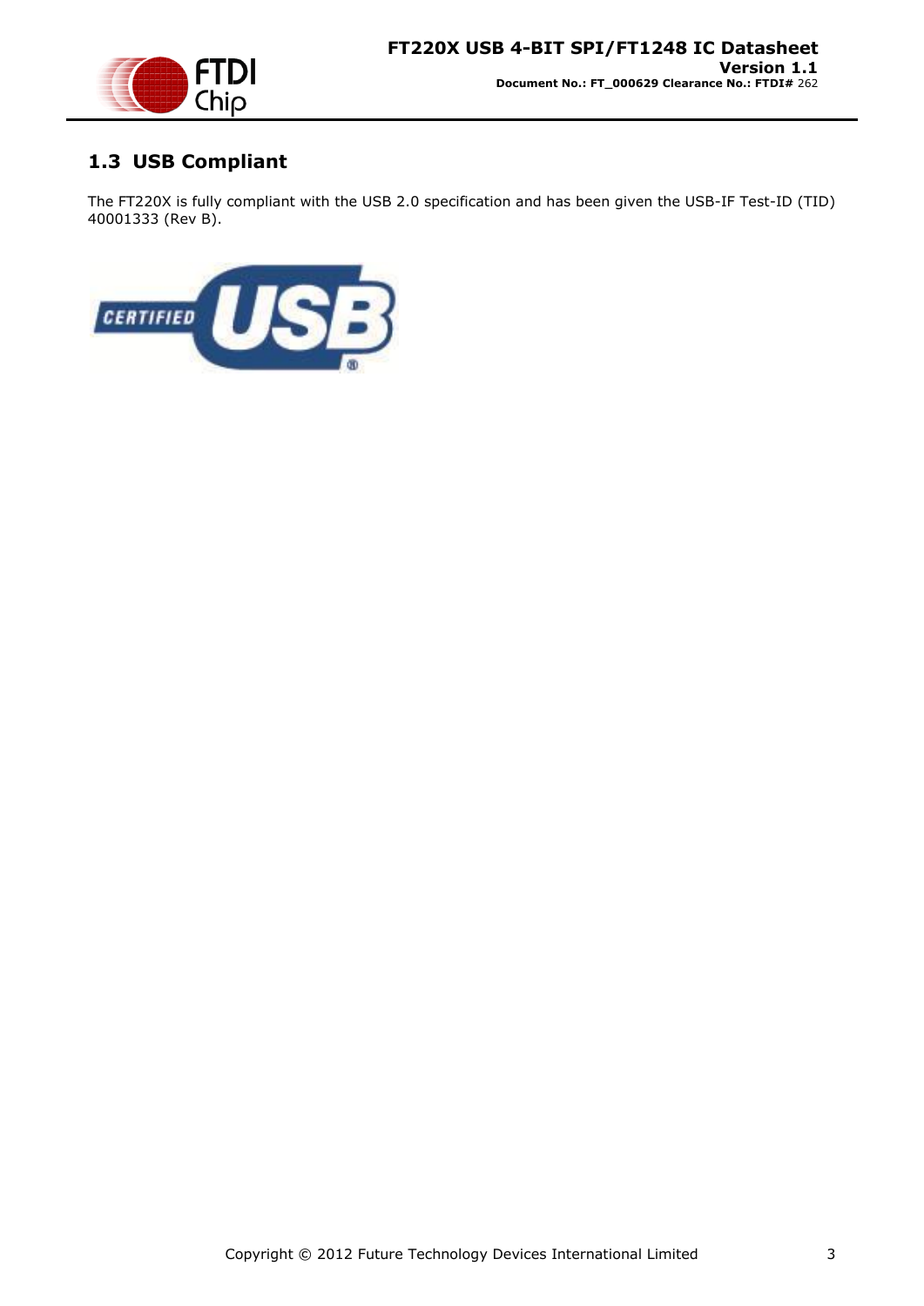## 1.3 USB Compliant

The FT220X is fully compliant with the USB 2.0 specification and has been given the USB-IF Test-ID (TID) 40001333 (Rev B).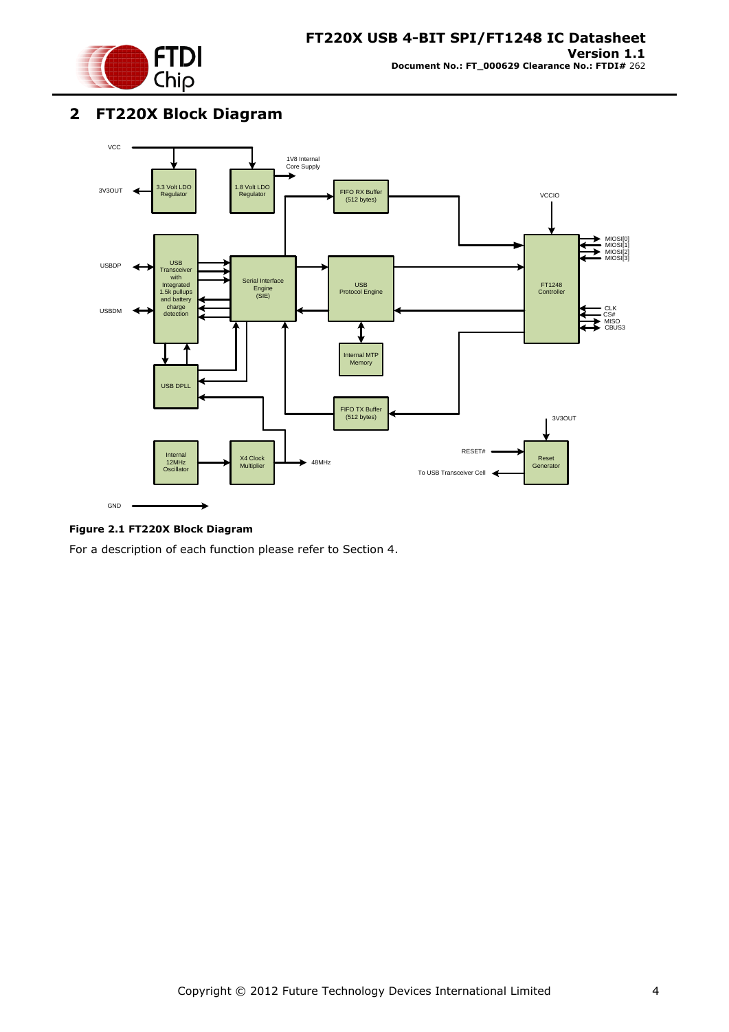## 2 FT220X Block Diagram

**Figure 2.1 FT220X Block Diagram**

For a description of each function please refer to Section 4.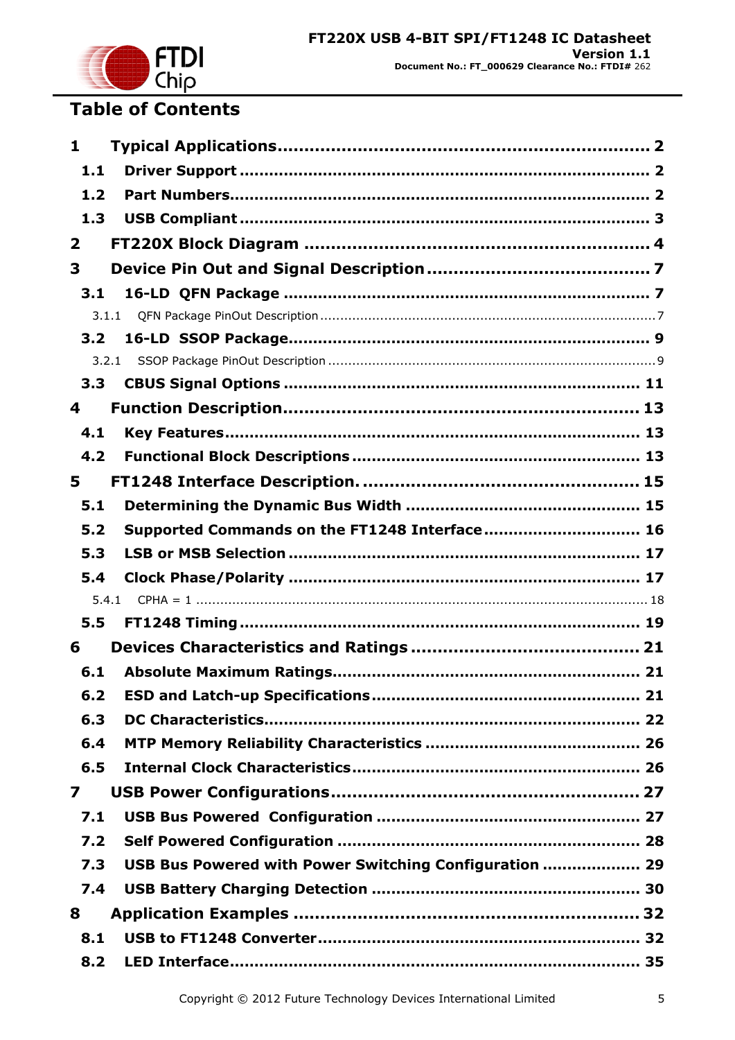# Table of Contents

**1 Typical Applications ................................................................ 2**

**1.1 Driver Support ................................................................ 2**

**1.2 Part Numbers ................................................................ 2**

**1.3 USB Compliant ................................................................ 3**

**2 FT220X Block Diagram ................................................................ 4**

**3 Device Pin Out and Signal Description ................................................................ 7**

**3.1 16-LD QFN Package ................................................................ 7**

3.1.1 QFN Package PinOut Description ................................................................ 7

**3.2 16-LD SSOP Package ................................................................ 9**

3.2.1 SSOP Package PinOut Description ................................................................ 9

**3.3 CBUS Signal Options ................................................................ 11**

**4 Function Description ................................................................ 13**

**4.1 Key Features ................................................................ 13**

**4.2 Functional Block Descriptions ................................................................ 13**

**5 FT1248 Interface Description. ................................................................ 15**

**5.1 Determining the Dynamic Bus Width ................................................................ 15**

**5.2 Supported Commands on the FT1248 Interface ................................................................ 16**

**5.3 LSB or MSB Selection ................................................................ 17**

**5.4 Clock Phase/Polarity ................................................................ 17**

5.4.1 CPHA = 1 ................................................................ 18

**5.5 FT1248 Timing ................................................................ 19**

**6 Devices Characteristics and Ratings ................................................................ 21**

**6.1 Absolute Maximum Ratings ................................................................ 21**

**6.2 ESD and Latch-up Specifications ................................................................ 21**

**6.3 DC Characteristics ................................................................ 22**

**6.4 MTP Memory Reliability Characteristics ................................................................ 26**

**6.5 Internal Clock Characteristics ................................................................ 26**

**7 USB Power Configurations ................................................................ 27**

**7.1 USB Bus Powered Configuration ................................................................ 27**

**7.2 Self Powered Configuration ................................................................ 28**

**7.3 USB Bus Powered with Power Switching Configuration ................................................................ 29**

**7.4 USB Battery Charging Detection ................................................................ 30**

**8 Application Examples ................................................................ 32**

**8.1 USB to FT1248 Converter ................................................................ 32**

**8.2 LED Interface ................................................................ 35**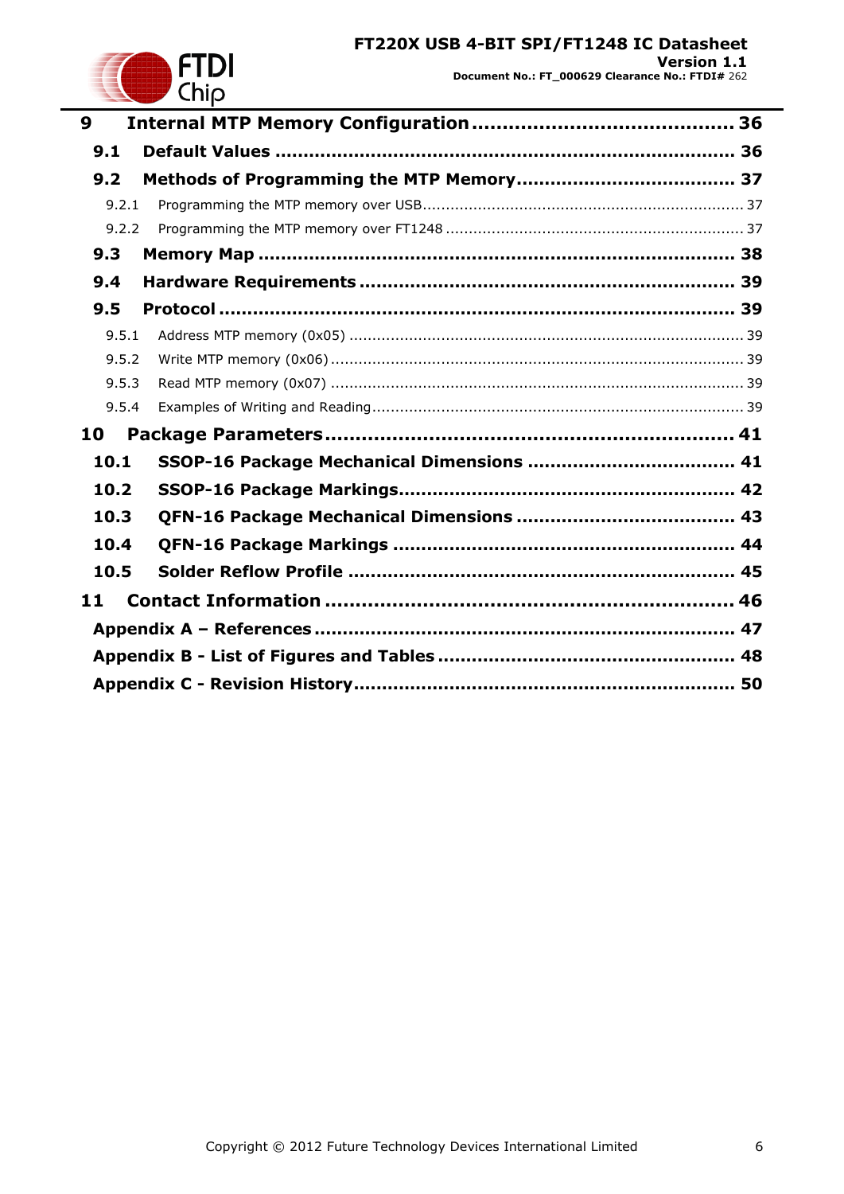**9 Internal MTP Memory Configuration .......................................... 36**

**9.1 Default Values ................................................................................ 36**

**9.2 Methods of Programming the MTP Memory...................................... 37**

9.2.1 Programming the MTP memory over USB..................................................................... 37

9.2.2 Programming the MTP memory over FT1248 ................................................................ 37

**9.3 Memory Map .................................................................................. 38**

**9.4 Hardware Requirements ................................................................. 39**

**9.5 Protocol ......................................................................................... 39**

9.5.1 Address MTP memory (0x05) ..................................................................................... 39

9.5.2 Write MTP memory (0x06) ......................................................................................... 39

9.5.3 Read MTP memory (0x07) ......................................................................................... 39

9.5.4 Examples of Writing and Reading................................................................................ 39

**10 Package Parameters................................................................... 41**

**10.1 SSOP-16 Package Mechanical Dimensions .................................... 41**

**10.2 SSOP-16 Package Markings........................................................... 42**

**10.3 QFN-16 Package Mechanical Dimensions ...................................... 43**

**10.4 QFN-16 Package Markings ............................................................ 44**

**10.5 Solder Reflow Profile ................................................................... 45**

**11 Contact Information ................................................................... 46**

**Appendix A – References ......................................................................... 47**

**Appendix B - List of Figures and Tables .................................................... 48**

**Appendix C - Revision History................................................................... 50**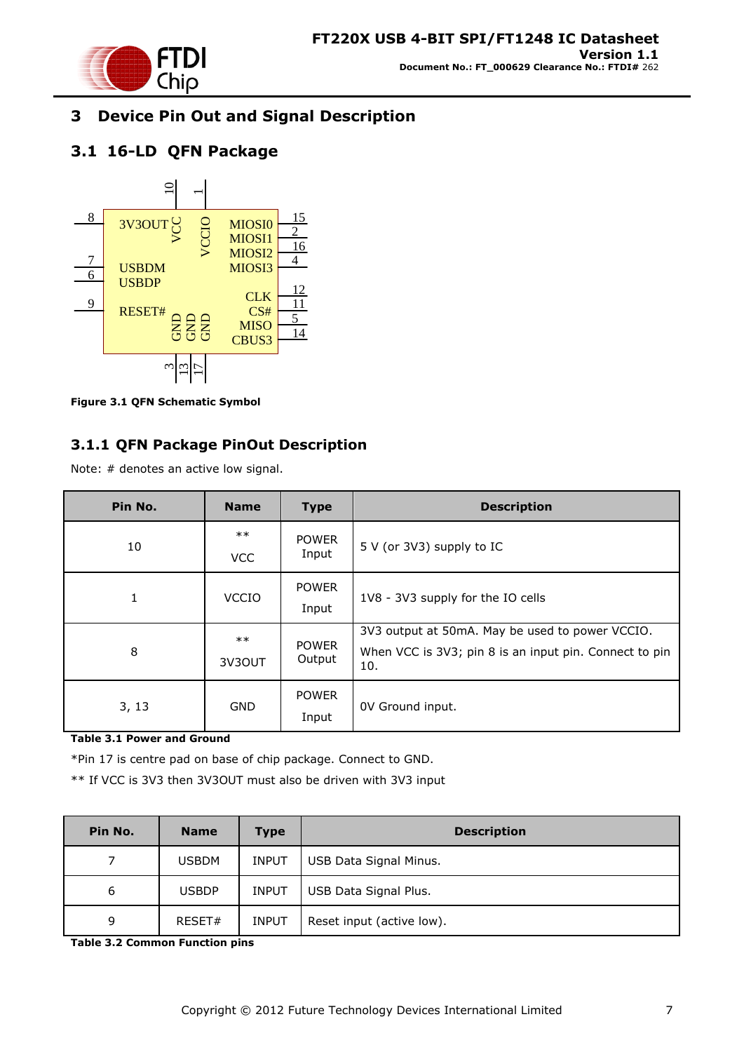# 3 Device Pin Out and Signal Description

## 3.1 16-LD QFN Package

Figure 3.1 QFN Schematic Symbol

### 3.1.1 QFN Package PinOut Description

Note: # denotes an active low signal.

| Pin No. | Name | Type | Description |
|---|---|---|---|
| 10 | ** VCC | POWER Input | 5 V (or 3V3) supply to IC |
| 1 | VCCIO | POWER Input | 1V8 - 3V3 supply for the IO cells |
| 8 | ** 3V3OUT | POWER Output | 3V3 output at 50mA. May be used to power VCCIO. When VCC is 3V3; pin 8 is an input pin. Connect to pin 10. |
| 3, 13 | GND | POWER Input | 0V Ground input. |

**Table 3.1 Power and Ground**

*Pin 17 is centre pad on base of chip package. Connect to GND.

** If VCC is 3V3 then 3V3OUT must also be driven with 3V3 input

| Pin No. | Name | Type | Description |
|---|---|---|---|
| 7 | USBDM | INPUT | USB Data Signal Minus. |
| 6 | USBDP | INPUT | USB Data Signal Plus. |
| 9 | RESET# | INPUT | Reset input (active low). |

**Table 3.2 Common Function pins**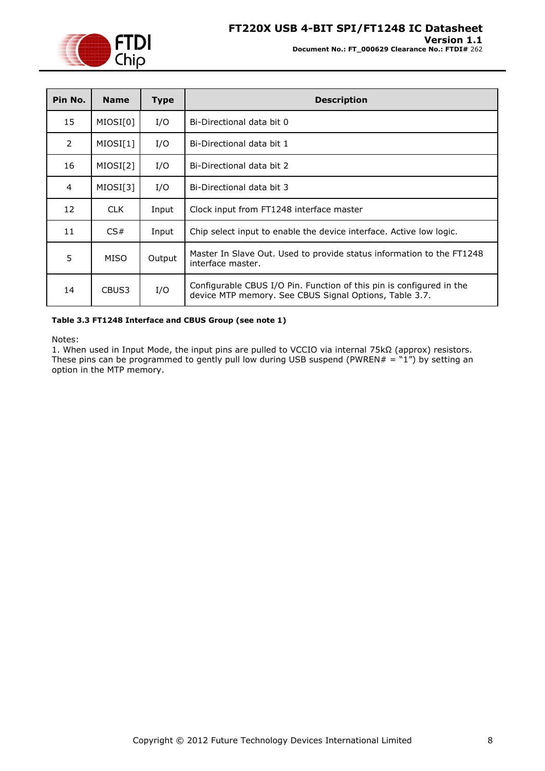| Pin No. | Name | Type | Description |
|---|---|---|---|
| 15 | MIOSI[0] | I/O | Bi-Directional data bit 0 |
| 2 | MIOSI[1] | I/O | Bi-Directional data bit 1 |
| 16 | MIOSI[2] | I/O | Bi-Directional data bit 2 |
| 4 | MIOSI[3] | I/O | Bi-Directional data bit 3 |
| 12 | CLK | Input | Clock input from FT1248 interface master |
| 11 | CS# | Input | Chip select input to enable the device interface. Active low logic. |
| 5 | MISO | Output | Master In Slave Out. Used to provide status information to the FT1248 interface master. |
| 14 | CBUS3 | I/O | Configurable CBUS I/O Pin. Function of this pin is configured in the device MTP memory. See CBUS Signal Options, Table 3.7. |

**Table 3.3 FT1248 Interface and CBUS Group (see note 1)**

Notes:
1. When used in Input Mode, the input pins are pulled to VCCIO via internal 75kΩ (approx) resistors. These pins can be programmed to gently pull low during USB suspend (PWREN# = “1”) by setting an option in the MTP memory.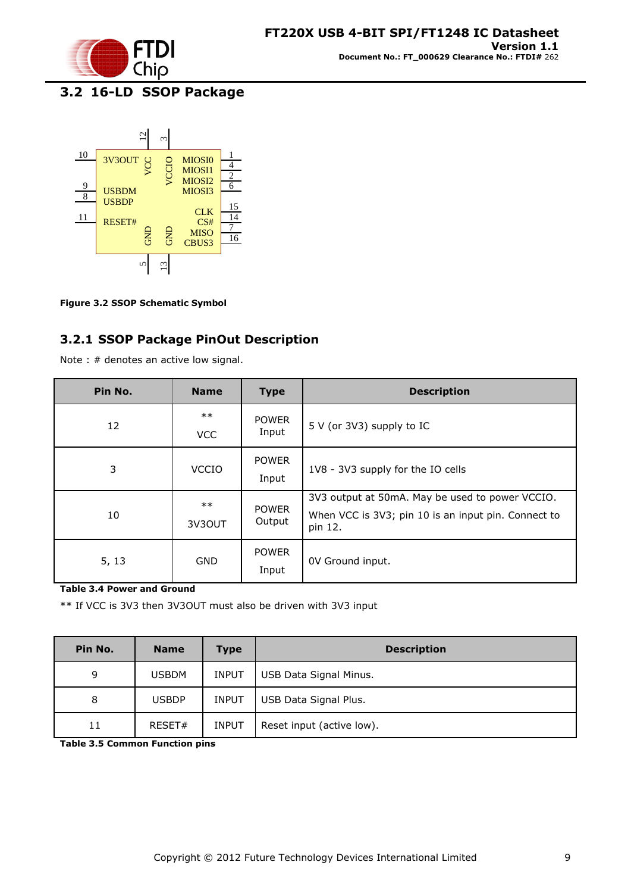## 3.2 16-LD SSOP Package

Figure 3.2 SSOP Schematic Symbol

### 3.2.1 SSOP Package PinOut Description

Note : # denotes an active low signal.

| Pin No. | Name | Type | Description |
|---|---|---|---|
| 12 | ** VCC | POWER Input | 5 V (or 3V3) supply to IC |
| 3 | VCCIO | POWER Input | 1V8 - 3V3 supply for the IO cells |
| 10 | ** 3V3OUT | POWER Output | 3V3 output at 50mA. May be used to power VCCIO. When VCC is 3V3; pin 10 is an input pin. Connect to pin 12. |
| 5, 13 | GND | POWER Input | 0V Ground input. |

**Table 3.4 Power and Ground**

** If VCC is 3V3 then 3V3OUT must also be driven with 3V3 input

| Pin No. | Name | Type | Description |
|---|---|---|---|
| 9 | USBDM | INPUT | USB Data Signal Minus. |
| 8 | USBDP | INPUT | USB Data Signal Plus. |
| 11 | RESET# | INPUT | Reset input (active low). |

**Table 3.5 Common Function pins**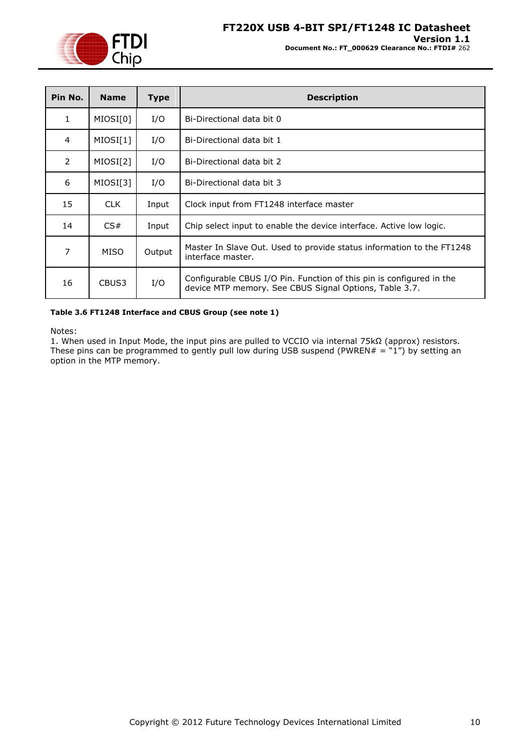| Pin No. | Name | Type | Description |
|---|---|---|---|
| 1 | MIOSI[0] | I/O | Bi-Directional data bit 0 |
| 4 | MIOSI[1] | I/O | Bi-Directional data bit 1 |
| 2 | MIOSI[2] | I/O | Bi-Directional data bit 2 |
| 6 | MIOSI[3] | I/O | Bi-Directional data bit 3 |
| 15 | CLK | Input | Clock input from FT1248 interface master |
| 14 | CS# | Input | Chip select input to enable the device interface. Active low logic. |
| 7 | MISO | Output | Master In Slave Out. Used to provide status information to the FT1248 interface master. |
| 16 | CBUS3 | I/O | Configurable CBUS I/O Pin. Function of this pin is configured in the device MTP memory. See CBUS Signal Options, Table 3.7. |

**Table 3.6 FT1248 Interface and CBUS Group (see note 1)**

Notes:
1. When used in Input Mode, the input pins are pulled to VCCIO via internal 75kΩ (approx) resistors. These pins can be programmed to gently pull low during USB suspend (PWREN# = "1") by setting an option in the MTP memory.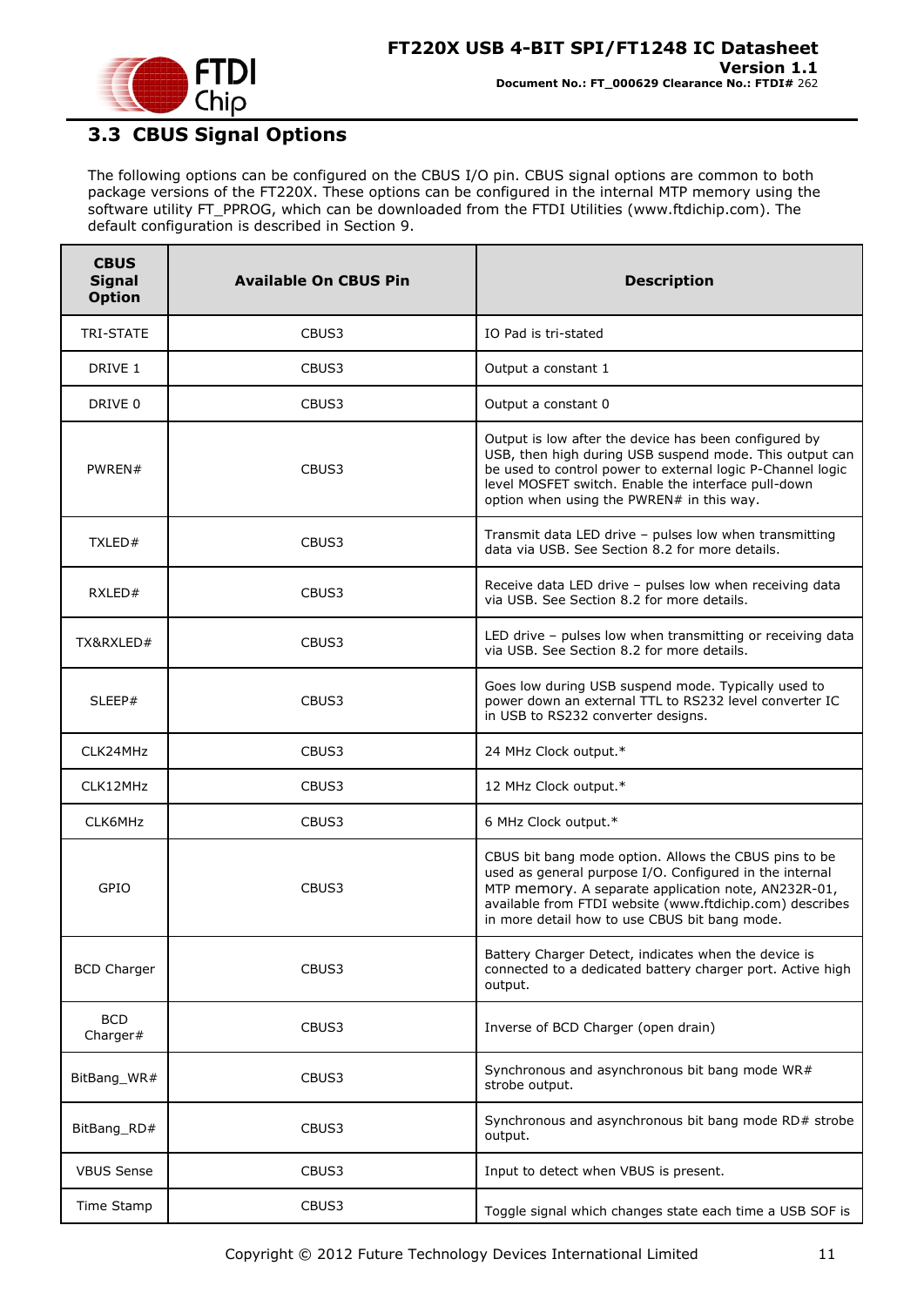## 3.3 CBUS Signal Options

The following options can be configured on the CBUS I/O pin. CBUS signal options are common to both package versions of the FT220X. These options can be configured in the internal MTP memory using the software utility FT_PPROG, which can be downloaded from the FTDI Utilities (www.ftdichip.com). The default configuration is described in Section 9.

| CBUS Signal Option | Available On CBUS Pin | Description |
|---|---|---|
| TRI-STATE | CBUS3 | IO Pad is tri-stated |
| DRIVE 1 | CBUS3 | Output a constant 1 |
| DRIVE 0 | CBUS3 | Output a constant 0 |
| PWREN# | CBUS3 | Output is low after the device has been configured by USB, then high during USB suspend mode. This output can be used to control power to external logic P-Channel logic level MOSFET switch. Enable the interface pull-down option when using the PWREN# in this way. |
| TXLED# | CBUS3 | Transmit data LED drive – pulses low when transmitting data via USB. See Section 8.2 for more details. |
| RXLED# | CBUS3 | Receive data LED drive – pulses low when receiving data via USB. See Section 8.2 for more details. |
| TX&RXLED# | CBUS3 | LED drive – pulses low when transmitting or receiving data via USB. See Section 8.2 for more details. |
| SLEEP# | CBUS3 | Goes low during USB suspend mode. Typically used to power down an external TTL to RS232 level converter IC in USB to RS232 converter designs. |
| CLK24MHz | CBUS3 | 24 MHz Clock output.* |
| CLK12MHz | CBUS3 | 12 MHz Clock output.* |
| CLK6MHz | CBUS3 | 6 MHz Clock output.* |
| GPIO | CBUS3 | CBUS bit bang mode option. Allows the CBUS pins to be used as general purpose I/O. Configured in the internal MTP memory. A separate application note, AN232R-01, available from FTDI website (www.ftdichip.com) describes in more detail how to use CBUS bit bang mode. |
| BCD Charger | CBUS3 | Battery Charger Detect, indicates when the device is connected to a dedicated battery charger port. Active high output. |
| BCD Charger# | CBUS3 | Inverse of BCD Charger (open drain) |
| BitBang_WR# | CBUS3 | Synchronous and asynchronous bit bang mode WR# strobe output. |
| BitBang_RD# | CBUS3 | Synchronous and asynchronous bit bang mode RD# strobe output. |
| VBUS Sense | CBUS3 | Input to detect when VBUS is present. |
| Time Stamp | CBUS3 | Toggle signal which changes state each time a USB SOF is |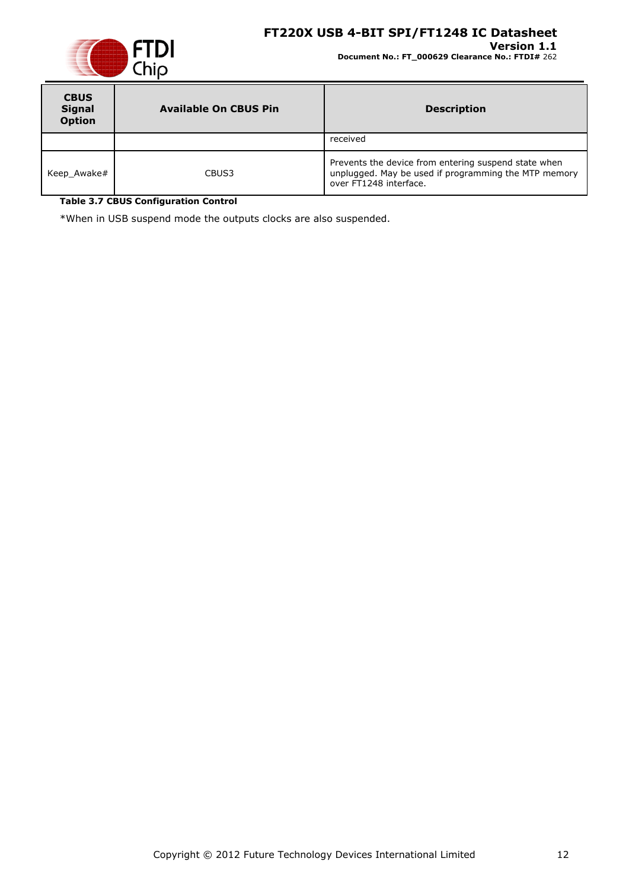| CBUS Signal Option | Available On CBUS Pin | Description |
|---|---|---|
| | | received |
| Keep_Awake# | CBUS3 | Prevents the device from entering suspend state when unplugged. May be used if programming the MTP memory over FT1248 interface. |

**Table 3.7 CBUS Configuration Control**

*When in USB suspend mode the outputs clocks are also suspended.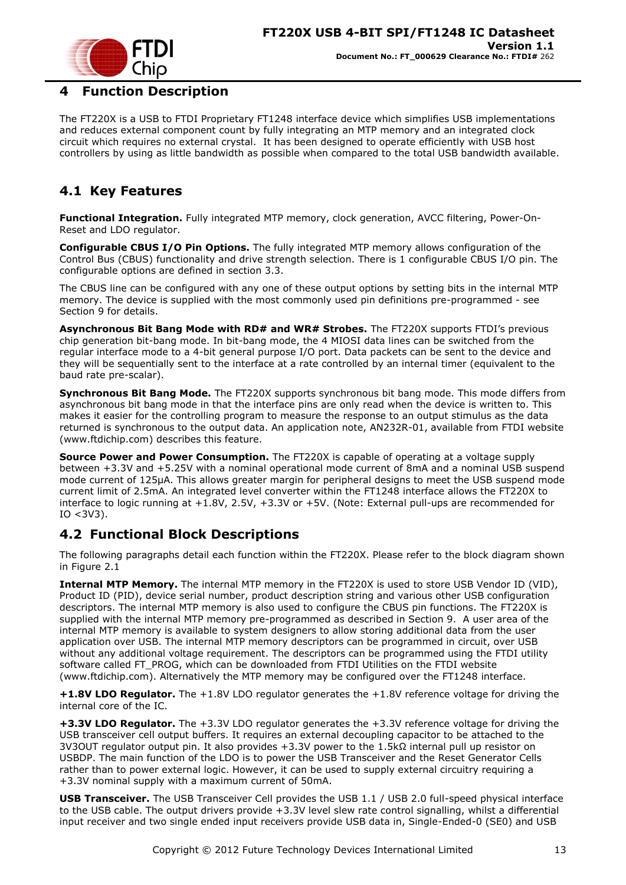# 4 Function Description

The FT220X is a USB to FTDI Proprietary FT1248 interface device which simplifies USB implementations and reduces external component count by fully integrating an MTP memory and an integrated clock circuit which requires no external crystal. It has been designed to operate efficiently with USB host controllers by using as little bandwidth as possible when compared to the total USB bandwidth available.

## 4.1 Key Features

**Functional Integration.** Fully integrated MTP memory, clock generation, AVCC filtering, Power-On-Reset and LDO regulator.

**Configurable CBUS I/O Pin Options.** The fully integrated MTP memory allows configuration of the Control Bus (CBUS) functionality and drive strength selection. There is 1 configurable CBUS I/O pin. The configurable options are defined in section 3.3.

The CBUS line can be configured with any one of these output options by setting bits in the internal MTP memory. The device is supplied with the most commonly used pin definitions pre-programmed - see Section 9 for details.

**Asynchronous Bit Bang Mode with RD# and WR# Strobes.** The FT220X supports FTDI's previous chip generation bit-bang mode. In bit-bang mode, the 4 MIOSI data lines can be switched from the regular interface mode to a 4-bit general purpose I/O port. Data packets can be sent to the device and they will be sequentially sent to the interface at a rate controlled by an internal timer (equivalent to the baud rate pre-scalar).

**Synchronous Bit Bang Mode.** The FT220X supports synchronous bit bang mode. This mode differs from asynchronous bit bang mode in that the interface pins are only read when the device is written to. This makes it easier for the controlling program to measure the response to an output stimulus as the data returned is synchronous to the output data. An application note, AN232R-01, available from FTDI website (www.ftdichip.com) describes this feature.

**Source Power and Power Consumption.** The FT220X is capable of operating at a voltage supply between +3.3V and +5.25V with a nominal operational mode current of 8mA and a nominal USB suspend mode current of 125µA. This allows greater margin for peripheral designs to meet the USB suspend mode current limit of 2.5mA. An integrated level converter within the FT1248 interface allows the FT220X to interface to logic running at +1.8V, 2.5V, +3.3V or +5V. (Note: External pull-ups are recommended for IO <3V3).

## 4.2 Functional Block Descriptions

The following paragraphs detail each function within the FT220X. Please refer to the block diagram shown in Figure 2.1

**Internal MTP Memory.** The internal MTP memory in the FT220X is used to store USB Vendor ID (VID), Product ID (PID), device serial number, product description string and various other USB configuration descriptors. The internal MTP memory is also used to configure the CBUS pin functions. The FT220X is supplied with the internal MTP memory pre-programmed as described in Section 9. A user area of the internal MTP memory is available to system designers to allow storing additional data from the user application over USB. The internal MTP memory descriptors can be programmed in circuit, over USB without any additional voltage requirement. The descriptors can be programmed using the FTDI utility software called FT_PROG, which can be downloaded from FTDI Utilities on the FTDI website (www.ftdichip.com). Alternatively the MTP memory may be configured over the FT1248 interface.

**+1.8V LDO Regulator.** The +1.8V LDO regulator generates the +1.8V reference voltage for driving the internal core of the IC.

**+3.3V LDO Regulator.** The +3.3V LDO regulator generates the +3.3V reference voltage for driving the USB transceiver cell output buffers. It requires an external decoupling capacitor to be attached to the 3V3OUT regulator output pin. It also provides +3.3V power to the 1.5kΩ internal pull up resistor on USBDP. The main function of the LDO is to power the USB Transceiver and the Reset Generator Cells rather than to power external logic. However, it can be used to supply external circuitry requiring a +3.3V nominal supply with a maximum current of 50mA.

**USB Transceiver.** The USB Transceiver Cell provides the USB 1.1 / USB 2.0 full-speed physical interface to the USB cable. The output drivers provide +3.3V level slew rate control signalling, whilst a differential input receiver and two single ended input receivers provide USB data in, Single-Ended-0 (SE0) and USB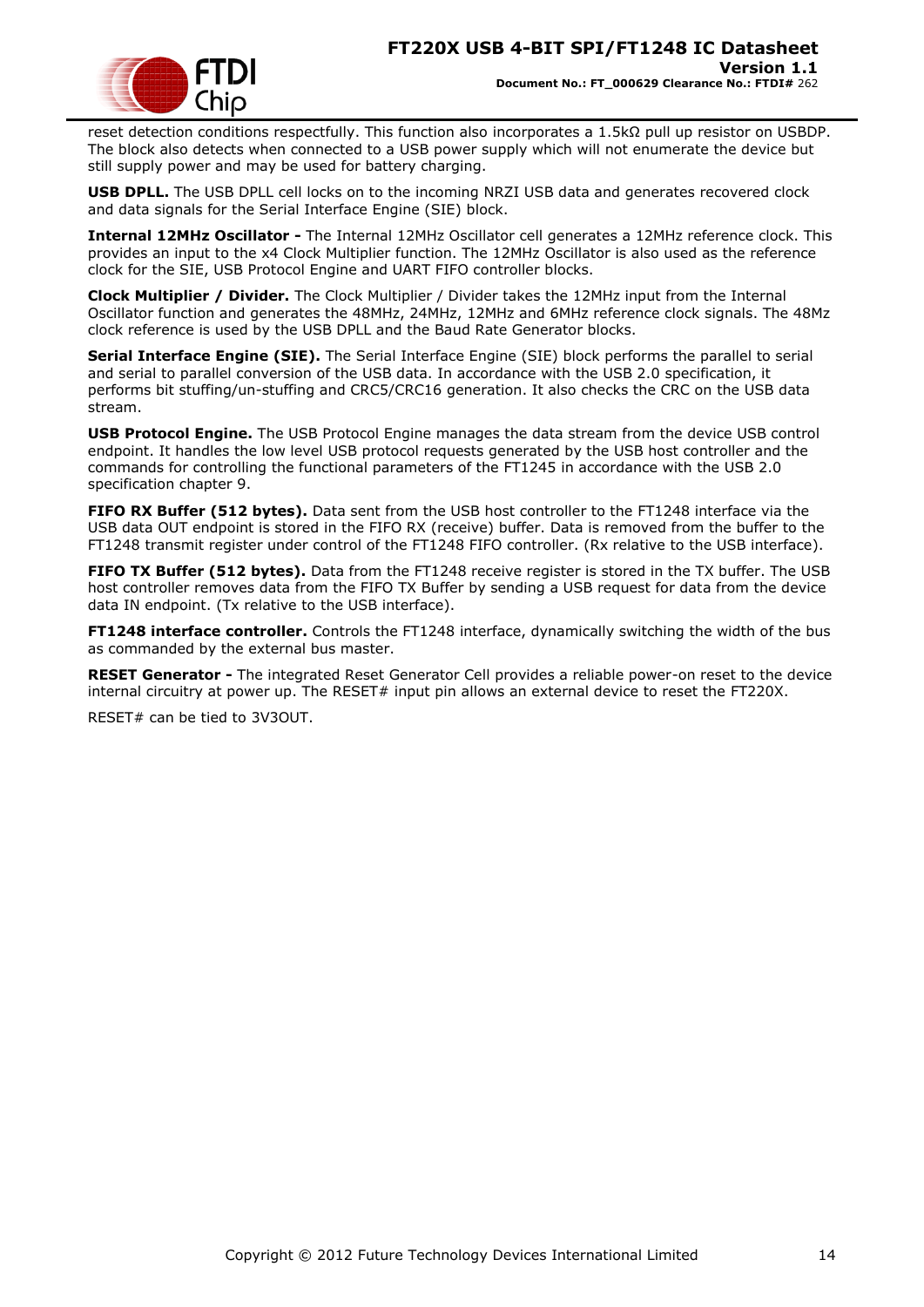reset detection conditions respectfully. This function also incorporates a 1.5kΩ pull up resistor on USBDP. The block also detects when connected to a USB power supply which will not enumerate the device but still supply power and may be used for battery charging.

**USB DPLL.** The USB DPLL cell locks on to the incoming NRZI USB data and generates recovered clock and data signals for the Serial Interface Engine (SIE) block.

**Internal 12MHz Oscillator -** The Internal 12MHz Oscillator cell generates a 12MHz reference clock. This provides an input to the x4 Clock Multiplier function. The 12MHz Oscillator is also used as the reference clock for the SIE, USB Protocol Engine and UART FIFO controller blocks.

**Clock Multiplier / Divider.** The Clock Multiplier / Divider takes the 12MHz input from the Internal Oscillator function and generates the 48MHz, 24MHz, 12MHz and 6MHz reference clock signals. The 48Mz clock reference is used by the USB DPLL and the Baud Rate Generator blocks.

**Serial Interface Engine (SIE).** The Serial Interface Engine (SIE) block performs the parallel to serial and serial to parallel conversion of the USB data. In accordance with the USB 2.0 specification, it performs bit stuffing/un-stuffing and CRC5/CRC16 generation. It also checks the CRC on the USB data stream.

**USB Protocol Engine.** The USB Protocol Engine manages the data stream from the device USB control endpoint. It handles the low level USB protocol requests generated by the USB host controller and the commands for controlling the functional parameters of the FT1245 in accordance with the USB 2.0 specification chapter 9.

**FIFO RX Buffer (512 bytes).** Data sent from the USB host controller to the FT1248 interface via the USB data OUT endpoint is stored in the FIFO RX (receive) buffer. Data is removed from the buffer to the FT1248 transmit register under control of the FT1248 FIFO controller. (Rx relative to the USB interface).

**FIFO TX Buffer (512 bytes).** Data from the FT1248 receive register is stored in the TX buffer. The USB host controller removes data from the FIFO TX Buffer by sending a USB request for data from the device data IN endpoint. (Tx relative to the USB interface).

**FT1248 interface controller.** Controls the FT1248 interface, dynamically switching the width of the bus as commanded by the external bus master.

**RESET Generator -** The integrated Reset Generator Cell provides a reliable power-on reset to the device internal circuitry at power up. The RESET# input pin allows an external device to reset the FT220X.

RESET# can be tied to 3V3OUT.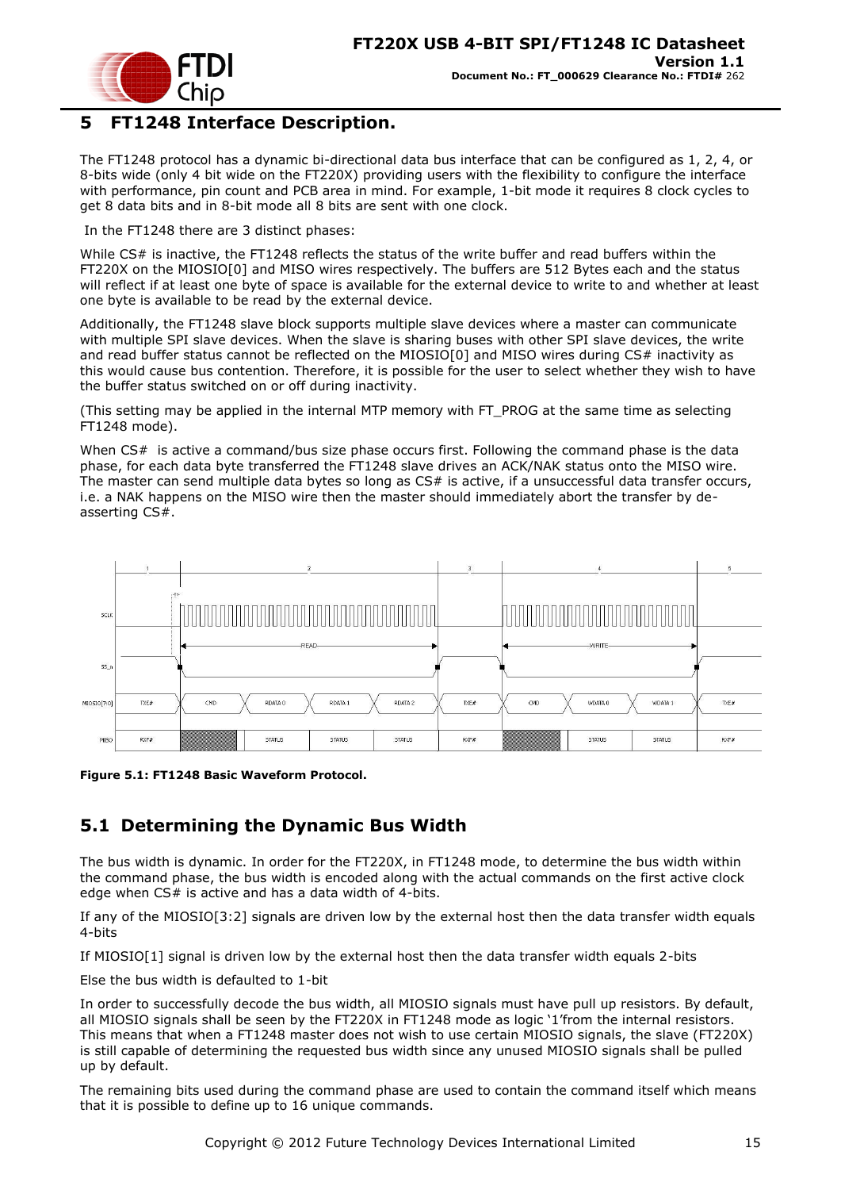# 5 FT1248 Interface Description.

The FT1248 protocol has a dynamic bi-directional data bus interface that can be configured as 1, 2, 4, or 8-bits wide (only 4 bit wide on the FT220X) providing users with the flexibility to configure the interface with performance, pin count and PCB area in mind. For example, 1-bit mode it requires 8 clock cycles to get 8 data bits and in 8-bit mode all 8 bits are sent with one clock.

In the FT1248 there are 3 distinct phases:

While CS# is inactive, the FT1248 reflects the status of the write buffer and read buffers within the FT220X on the MIOSIO[0] and MISO wires respectively. The buffers are 512 Bytes each and the status will reflect if at least one byte of space is available for the external device to write to and whether at least one byte is available to be read by the external device.

Additionally, the FT1248 slave block supports multiple slave devices where a master can communicate with multiple SPI slave devices. When the slave is sharing buses with other SPI slave devices, the write and read buffer status cannot be reflected on the MIOSIO[0] and MISO wires during CS# inactivity as this would cause bus contention. Therefore, it is possible for the user to select whether they wish to have the buffer status switched on or off during inactivity.

(This setting may be applied in the internal MTP memory with FT_PROG at the same time as selecting FT1248 mode).

When CS# is active a command/bus size phase occurs first. Following the command phase is the data phase, for each data byte transferred the FT1248 slave drives an ACK/NAK status onto the MISO wire. The master can send multiple data bytes so long as CS# is active, if a unsuccessful data transfer occurs, i.e. a NAK happens on the MISO wire then the master should immediately abort the transfer by de-asserting CS#.

**Figure 5.1: FT1248 Basic Waveform Protocol.**

## 5.1 Determining the Dynamic Bus Width

The bus width is dynamic. In order for the FT220X, in FT1248 mode, to determine the bus width within the command phase, the bus width is encoded along with the actual commands on the first active clock edge when CS# is active and has a data width of 4-bits.

If any of the MIOSIO[3:2] signals are driven low by the external host then the data transfer width equals 4-bits

If MIOSIO[1] signal is driven low by the external host then the data transfer width equals 2-bits

Else the bus width is defaulted to 1-bit

In order to successfully decode the bus width, all MIOSIO signals must have pull up resistors. By default, all MIOSIO signals shall be seen by the FT220X in FT1248 mode as logic '1'from the internal resistors. This means that when a FT1248 master does not wish to use certain MIOSIO signals, the slave (FT220X) is still capable of determining the requested bus width since any unused MIOSIO signals shall be pulled up by default.

The remaining bits used during the command phase are used to contain the command itself which means that it is possible to define up to 16 unique commands.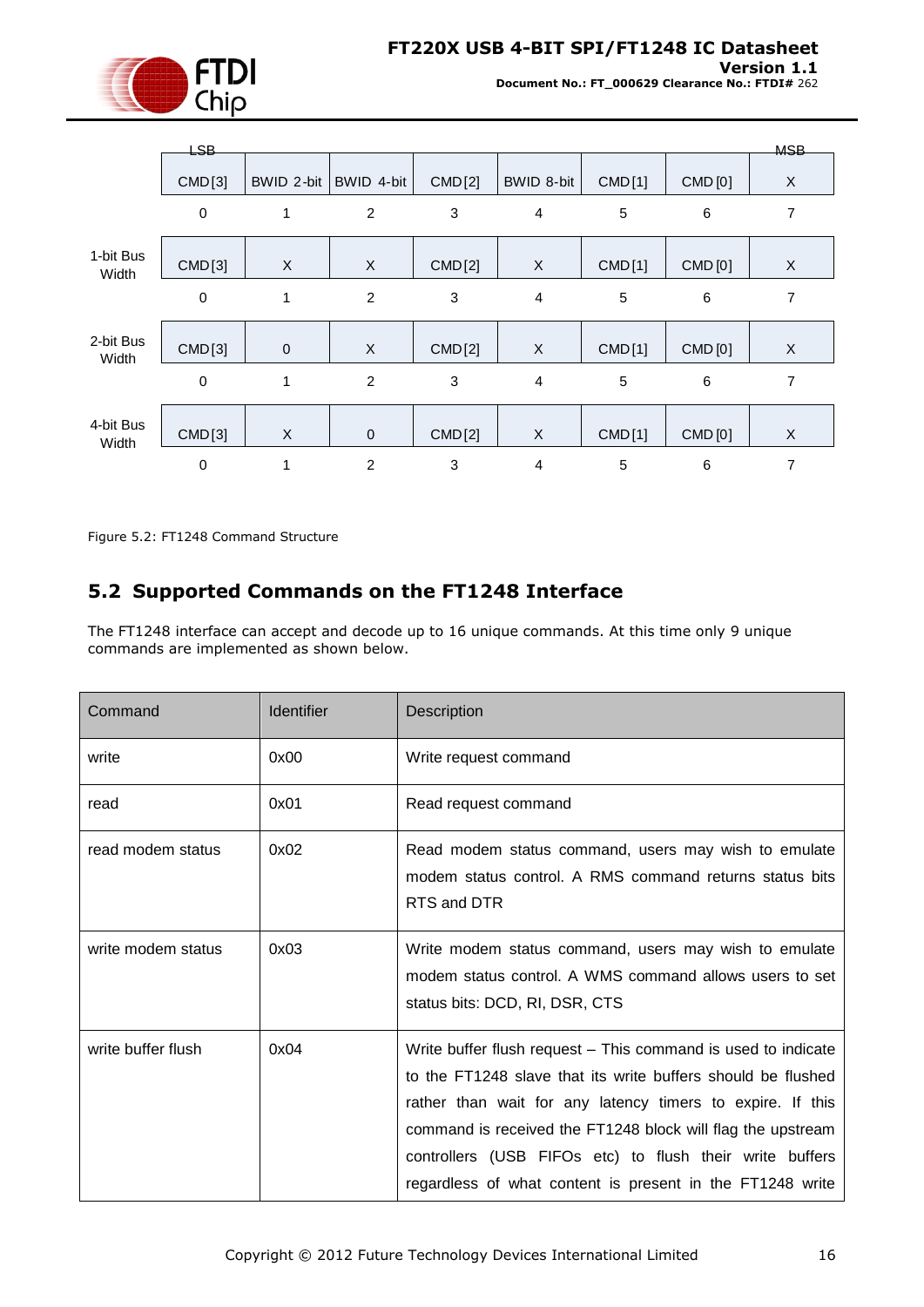| | LSB | | | | | | | MSB |
|---|---|---|---|---|---|---|---|---|
| | CMD[3] | BWID 2-bit | BWID 4-bit | CMD[2] | BWID 8-bit | CMD[1] | CMD [0] | X |
| | 0 | 1 | 2 | 3 | 4 | 5 | 6 | 7 |
| 1-bit Bus Width | CMD[3] | X | X | CMD[2] | X | CMD[1] | CMD [0] | X |
| | 0 | 1 | 2 | 3 | 4 | 5 | 6 | 7 |
| 2-bit Bus Width | CMD[3] | 0 | X | CMD[2] | X | CMD[1] | CMD [0] | X |
| | 0 | 1 | 2 | 3 | 4 | 5 | 6 | 7 |
| 4-bit Bus Width | CMD[3] | X | 0 | CMD[2] | X | CMD[1] | CMD [0] | X |
| | 0 | 1 | 2 | 3 | 4 | 5 | 6 | 7 |

Figure 5.2: FT1248 Command Structure

## 5.2 Supported Commands on the FT1248 Interface

The FT1248 interface can accept and decode up to 16 unique commands. At this time only 9 unique commands are implemented as shown below.

| Command | Identifier | Description |
|---|---|---|
| write | 0x00 | Write request command |
| read | 0x01 | Read request command |
| read modem status | 0x02 | Read modem status command, users may wish to emulate modem status control. A RMS command returns status bits RTS and DTR |
| write modem status | 0x03 | Write modem status command, users may wish to emulate modem status control. A WMS command allows users to set status bits: DCD, RI, DSR, CTS |
| write buffer flush | 0x04 | Write buffer flush request – This command is used to indicate to the FT1248 slave that its write buffers should be flushed rather than wait for any latency timers to expire. If this command is received the FT1248 block will flag the upstream controllers (USB FIFOs etc) to flush their write buffers regardless of what content is present in the FT1248 write |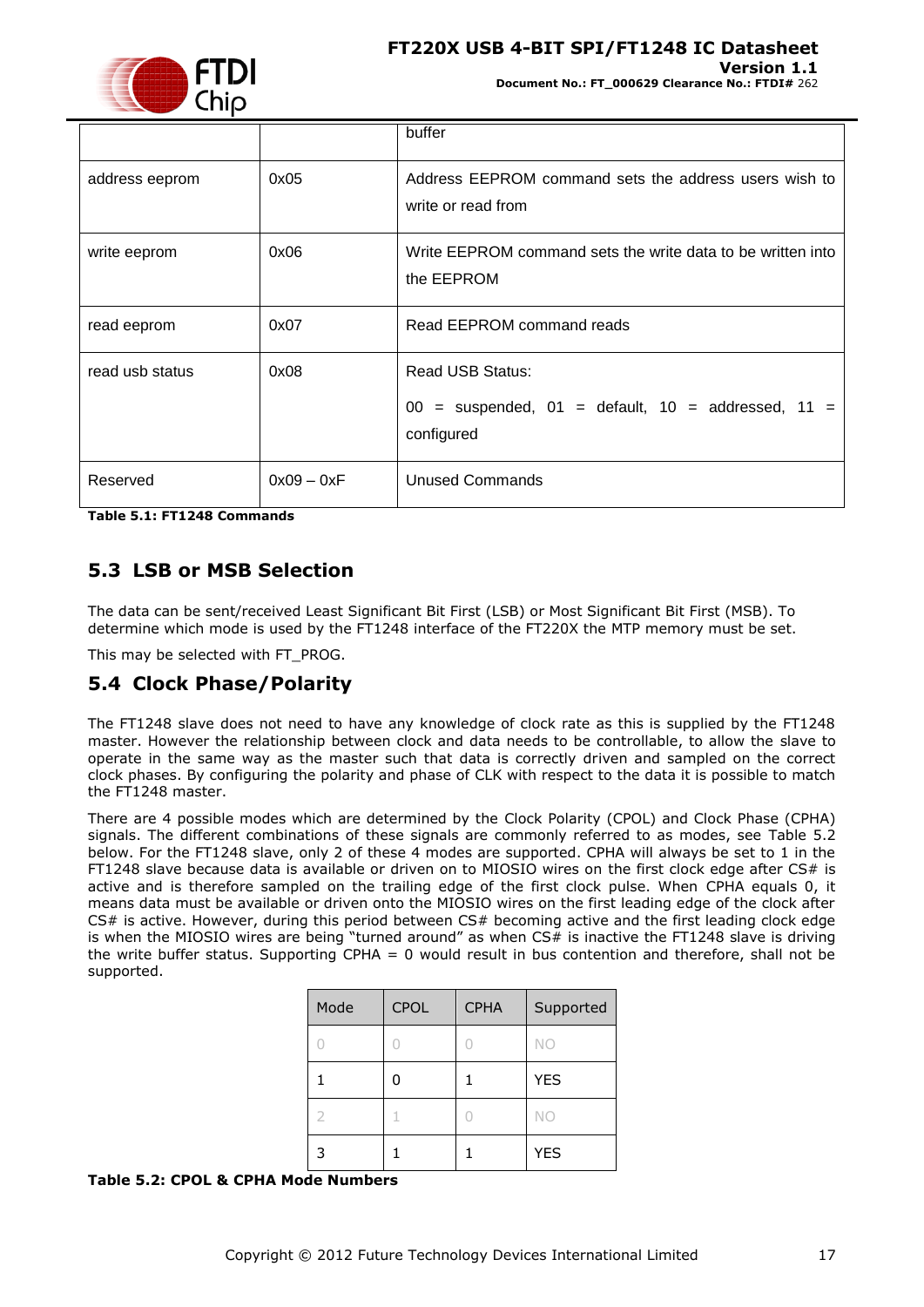|  |  | buffer |
|---|---|---|
| address eeprom | 0x05 | Address EEPROM command sets the address users wish to write or read from |
| write eeprom | 0x06 | Write EEPROM command sets the write data to be written into the EEPROM |
| read eeprom | 0x07 | Read EEPROM command reads |
| read usb status | 0x08 | Read USB Status:<br>00 = suspended, 01 = default, 10 = addressed, 11 = configured |
| Reserved | 0x09 – 0xF | Unused Commands |

**Table 5.1: FT1248 Commands**

## 5.3 LSB or MSB Selection

The data can be sent/received Least Significant Bit First (LSB) or Most Significant Bit First (MSB). To determine which mode is used by the FT1248 interface of the FT220X the MTP memory must be set.

This may be selected with FT_PROG.

## 5.4 Clock Phase/Polarity

The FT1248 slave does not need to have any knowledge of clock rate as this is supplied by the FT1248 master. However the relationship between clock and data needs to be controllable, to allow the slave to operate in the same way as the master such that data is correctly driven and sampled on the correct clock phases. By configuring the polarity and phase of CLK with respect to the data it is possible to match the FT1248 master.

There are 4 possible modes which are determined by the Clock Polarity (CPOL) and Clock Phase (CPHA) signals. The different combinations of these signals are commonly referred to as modes, see Table 5.2 below. For the FT1248 slave, only 2 of these 4 modes are supported. CPHA will always be set to 1 in the FT1248 slave because data is available or driven on to MIOSIO wires on the first clock edge after CS# is active and is therefore sampled on the trailing edge of the first clock pulse. When CPHA equals 0, it means data must be available or driven onto the MIOSIO wires on the first leading edge of the clock after CS# is active. However, during this period between CS# becoming active and the first leading clock edge is when the MIOSIO wires are being "turned around" as when CS# is inactive the FT1248 slave is driving the write buffer status. Supporting CPHA = 0 would result in bus contention and therefore, shall not be supported.

| Mode | CPOL | CPHA | Supported |
|---|---|---|---|
| 0 | 0 | 0 | NO |
| 1 | 0 | 1 | YES |
| 2 | 1 | 0 | NO |
| 3 | 1 | 1 | YES |

**Table 5.2: CPOL & CPHA Mode Numbers**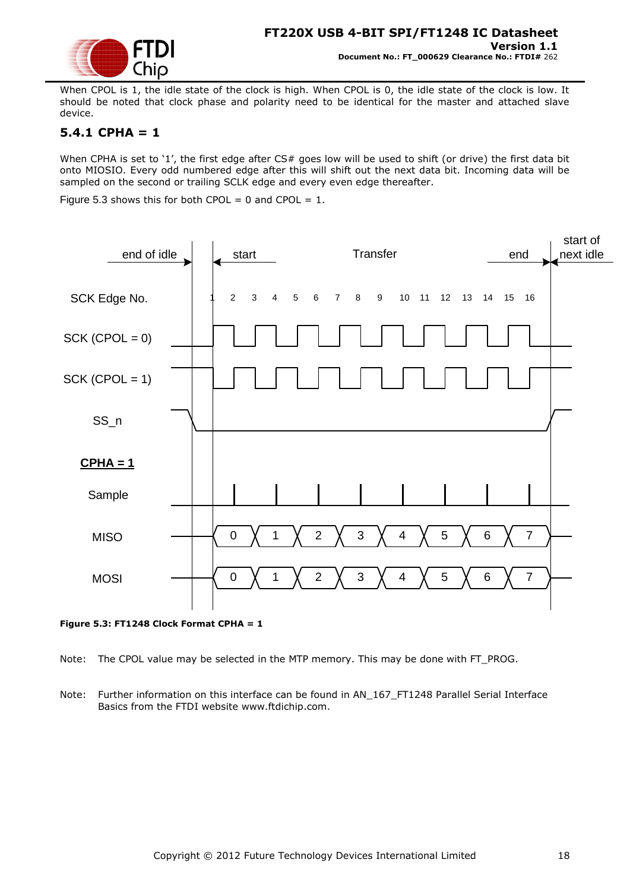When CPOL is 1, the idle state of the clock is high. When CPOL is 0, the idle state of the clock is low. It should be noted that clock phase and polarity need to be identical for the master and attached slave device.

### 5.4.1 CPHA = 1

When CPHA is set to '1', the first edge after CS# goes low will be used to shift (or drive) the first data bit onto MIOSIO. Every odd numbered edge after this will shift out the next data bit. Incoming data will be sampled on the second or trailing SCLK edge and every even edge thereafter.

Figure 5.3 shows this for both CPOL = 0 and CPOL = 1.

**Figure 5.3: FT1248 Clock Format CPHA = 1**

Note: The CPOL value may be selected in the MTP memory. This may be done with FT_PROG.

Note: Further information on this interface can be found in AN_167_FT1248 Parallel Serial Interface Basics from the FTDI website www.ftdichip.com.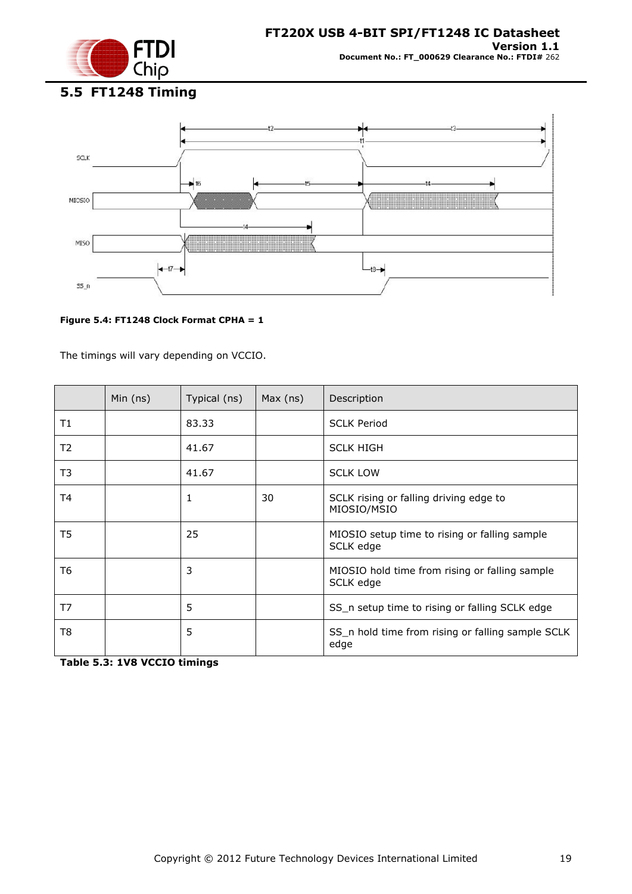## 5.5 FT1248 Timing

**Figure 5.4: FT1248 Clock Format CPHA = 1**

The timings will vary depending on VCCIO.

| | Min (ns) | Typical (ns) | Max (ns) | Description |
|---|---|---|---|---|
| T1 | | 83.33 | | SCLK Period |
| T2 | | 41.67 | | SCLK HIGH |
| T3 | | 41.67 | | SCLK LOW |
| T4 | | 1 | 30 | SCLK rising or falling driving edge to MIOSIO/MSIO |
| T5 | | 25 | | MIOSIO setup time to rising or falling sample SCLK edge |
| T6 | | 3 | | MIOSIO hold time from rising or falling sample SCLK edge |
| T7 | | 5 | | SS_n setup time to rising or falling SCLK edge |
| T8 | | 5 | | SS_n hold time from rising or falling sample SCLK edge |

**Table 5.3: 1V8 VCCIO timings**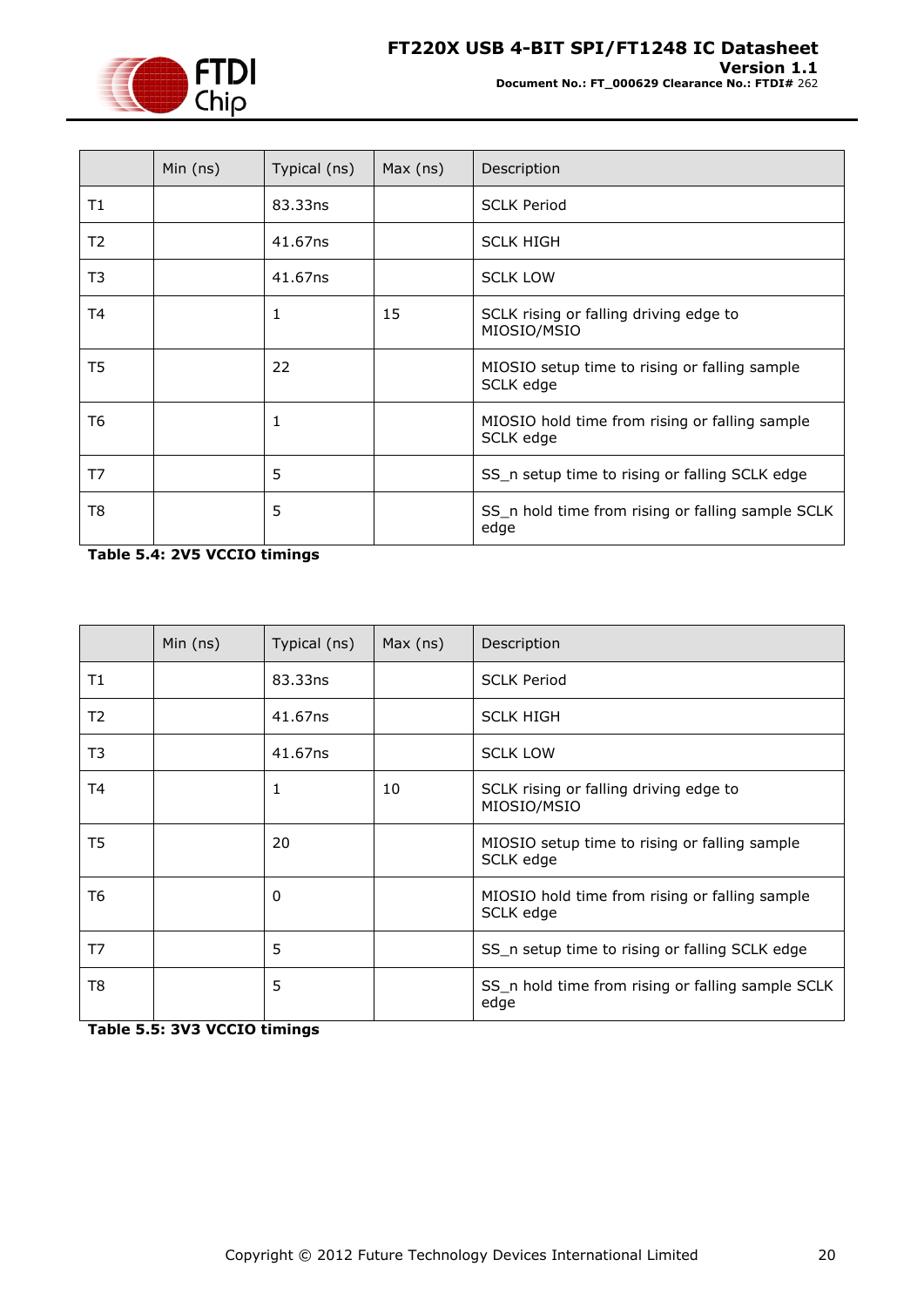| | Min (ns) | Typical (ns) | Max (ns) | Description |
|---|---|---|---|---|
| T1 | | 83.33ns | | SCLK Period |
| T2 | | 41.67ns | | SCLK HIGH |
| T3 | | 41.67ns | | SCLK LOW |
| T4 | | 1 | 15 | SCLK rising or falling driving edge to MIOSIO/MSIO |
| T5 | | 22 | | MIOSIO setup time to rising or falling sample SCLK edge |
| T6 | | 1 | | MIOSIO hold time from rising or falling sample SCLK edge |
| T7 | | 5 | | SS_n setup time to rising or falling SCLK edge |
| T8 | | 5 | | SS_n hold time from rising or falling sample SCLK edge |

**Table 5.4: 2V5 VCCIO timings**

| | Min (ns) | Typical (ns) | Max (ns) | Description |
|---|---|---|---|---|
| T1 | | 83.33ns | | SCLK Period |
| T2 | | 41.67ns | | SCLK HIGH |
| T3 | | 41.67ns | | SCLK LOW |
| T4 | | 1 | 10 | SCLK rising or falling driving edge to MIOSIO/MSIO |
| T5 | | 20 | | MIOSIO setup time to rising or falling sample SCLK edge |
| T6 | | 0 | | MIOSIO hold time from rising or falling sample SCLK edge |
| T7 | | 5 | | SS_n setup time to rising or falling SCLK edge |
| T8 | | 5 | | SS_n hold time from rising or falling sample SCLK edge |

**Table 5.5: 3V3 VCCIO timings**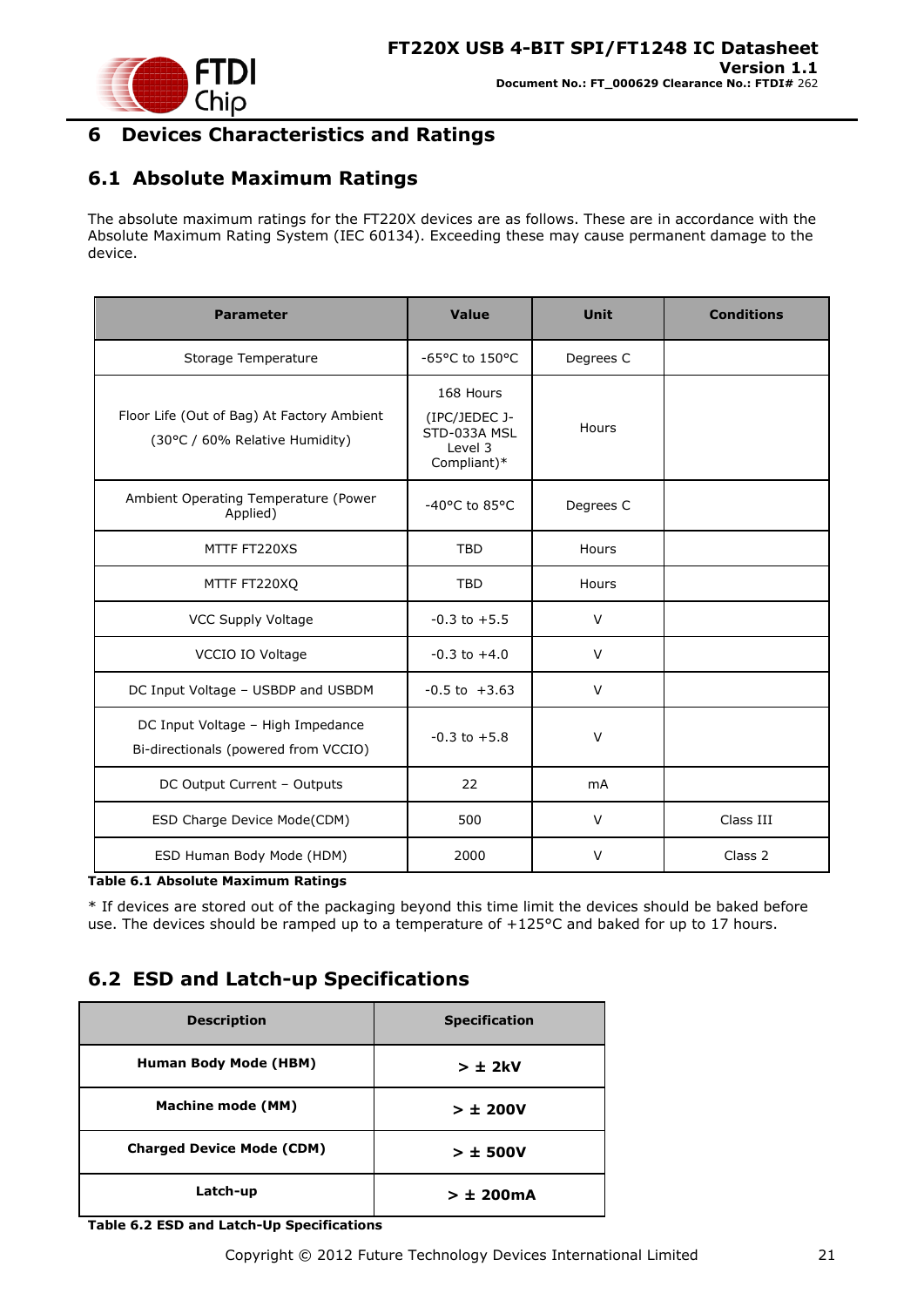# 6 Devices Characteristics and Ratings

## 6.1 Absolute Maximum Ratings

The absolute maximum ratings for the FT220X devices are as follows. These are in accordance with the Absolute Maximum Rating System (IEC 60134). Exceeding these may cause permanent damage to the device.

| Parameter | Value | Unit | Conditions |
|---|---|---|---|
| Storage Temperature | -65°C to 150°C | Degrees C | |
| Floor Life (Out of Bag) At Factory Ambient (30°C / 60% Relative Humidity) | 168 Hours (IPC/JEDEC J-STD-033A MSL Level 3 Compliant)* | Hours | |
| Ambient Operating Temperature (Power Applied) | -40°C to 85°C | Degrees C | |
| MTTF FT220XS | TBD | Hours | |
| MTTF FT220XQ | TBD | Hours | |
| VCC Supply Voltage | -0.3 to +5.5 | V | |
| VCCIO IO Voltage | -0.3 to +4.0 | V | |
| DC Input Voltage – USBDP and USBDM | -0.5 to +3.63 | V | |
| DC Input Voltage – High Impedance Bi-directionals (powered from VCCIO) | -0.3 to +5.8 | V | |
| DC Output Current – Outputs | 22 | mA | |
| ESD Charge Device Mode(CDM) | 500 | V | Class III |
| ESD Human Body Mode (HDM) | 2000 | V | Class 2 |

**Table 6.1 Absolute Maximum Ratings**

* If devices are stored out of the packaging beyond this time limit the devices should be baked before use. The devices should be ramped up to a temperature of +125°C and baked for up to 17 hours.

## 6.2 ESD and Latch-up Specifications

| Description | Specification |
|---|---|
| **Human Body Mode (HBM)** | **> ± 2kV** |
| **Machine mode (MM)** | **> ± 200V** |
| **Charged Device Mode (CDM)** | **> ± 500V** |
| **Latch-up** | **> ± 200mA** |

**Table 6.2 ESD and Latch-Up Specifications**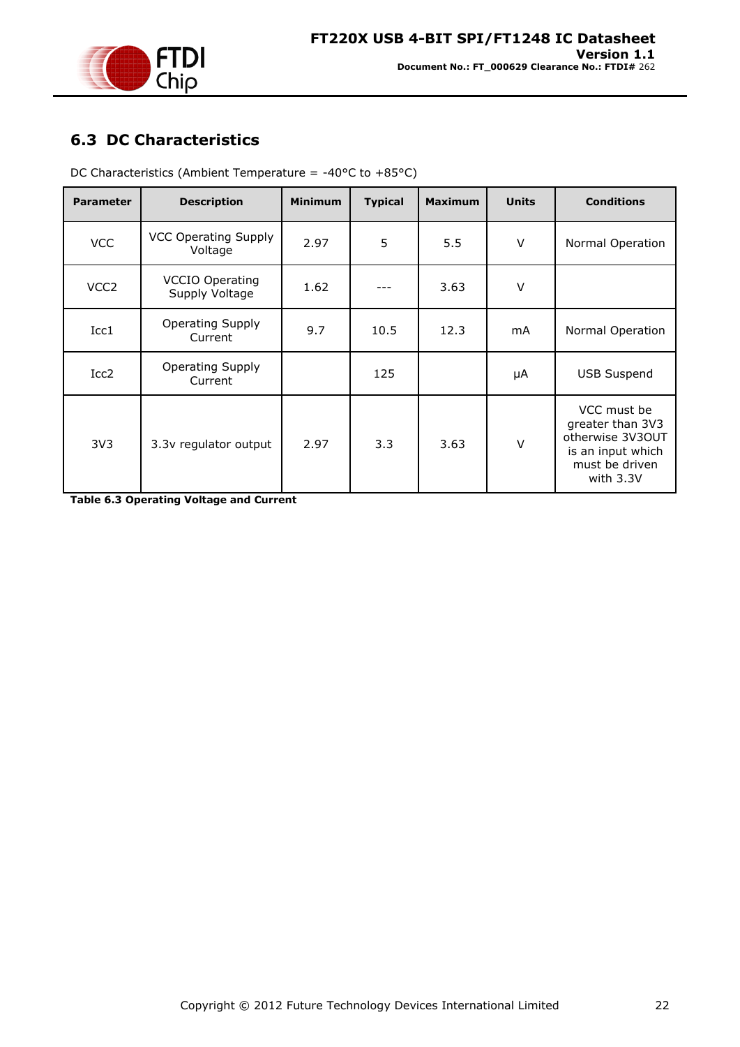## 6.3 DC Characteristics

DC Characteristics (Ambient Temperature = -40°C to +85°C)

| Parameter | Description | Minimum | Typical | Maximum | Units | Conditions |
|---|---|---|---|---|---|---|
| VCC | VCC Operating Supply Voltage | 2.97 | 5 | 5.5 | V | Normal Operation |
| VCC2 | VCCIO Operating Supply Voltage | 1.62 | --- | 3.63 | V | |
| Icc1 | Operating Supply Current | 9.7 | 10.5 | 12.3 | mA | Normal Operation |
| Icc2 | Operating Supply Current | | 125 | | μA | USB Suspend |
| 3V3 | 3.3v regulator output | 2.97 | 3.3 | 3.63 | V | VCC must be greater than 3V3 otherwise 3V3OUT is an input which must be driven with 3.3V |

**Table 6.3 Operating Voltage and Current**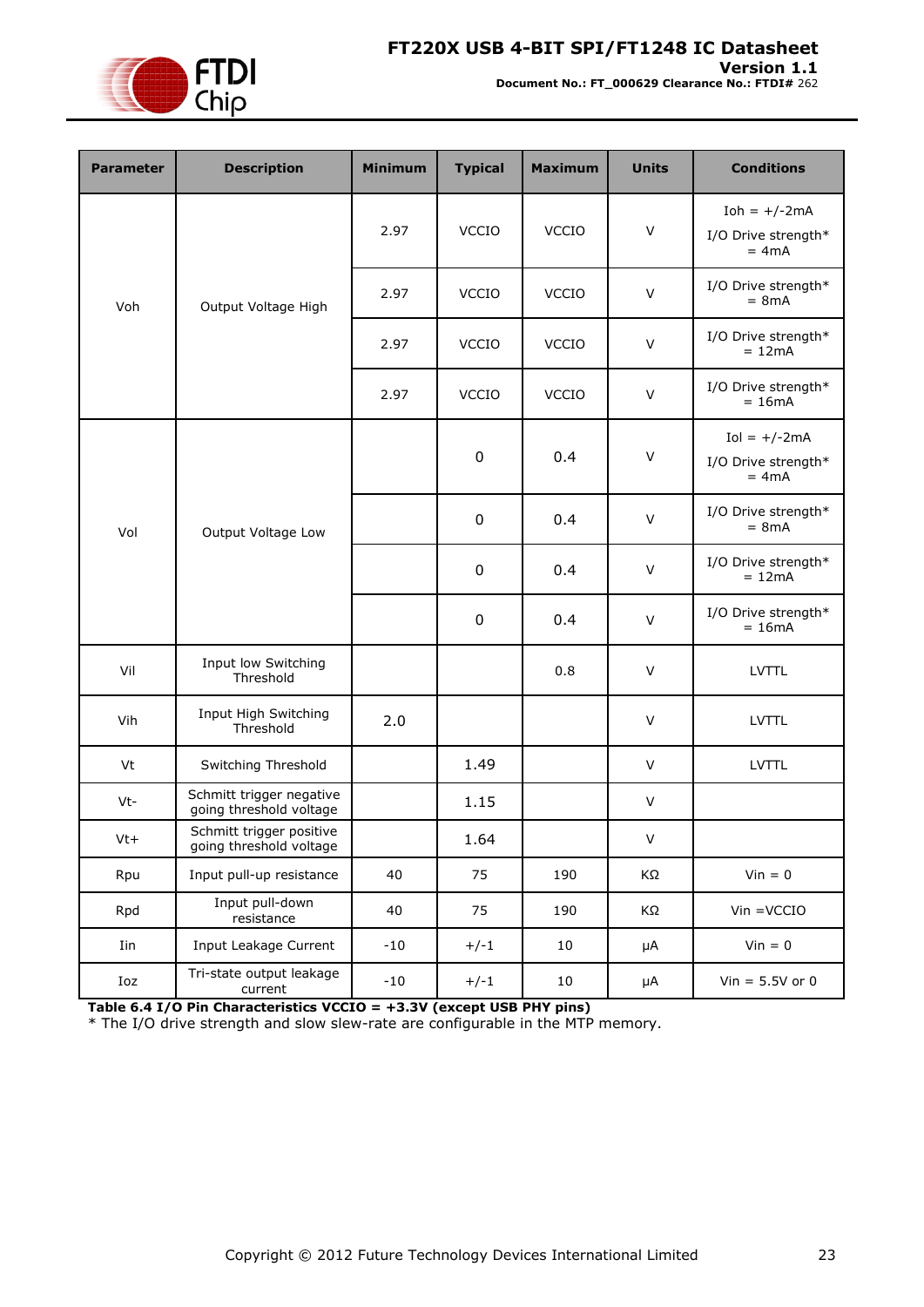| Parameter | Description | Minimum | Typical | Maximum | Units | Conditions |
|---|---|---|---|---|---|---|
| Voh | Output Voltage High | 2.97 | VCCIO | VCCIO | V | Ioh = +/-2mA I/O Drive strength* = 4mA |
| | | 2.97 | VCCIO | VCCIO | V | I/O Drive strength* = 8mA |
| | | 2.97 | VCCIO | VCCIO | V | I/O Drive strength* = 12mA |
| | | 2.97 | VCCIO | VCCIO | V | I/O Drive strength* = 16mA |
| Vol | Output Voltage Low | | 0 | 0.4 | V | Iol = +/-2mA I/O Drive strength* = 4mA |
| | | | 0 | 0.4 | V | I/O Drive strength* = 8mA |
| | | | 0 | 0.4 | V | I/O Drive strength* = 12mA |
| | | | 0 | 0.4 | V | I/O Drive strength* = 16mA |
| Vil | Input low Switching Threshold | | | 0.8 | V | LVTTL |
| Vih | Input High Switching Threshold | 2.0 | | | V | LVTTL |
| Vt | Switching Threshold | | 1.49 | | V | LVTTL |
| Vt- | Schmitt trigger negative going threshold voltage | | 1.15 | | V | |
| Vt+ | Schmitt trigger positive going threshold voltage | | 1.64 | | V | |
| Rpu | Input pull-up resistance | 40 | 75 | 190 | KΩ | Vin = 0 |
| Rpd | Input pull-down resistance | 40 | 75 | 190 | KΩ | Vin =VCCIO |
| Iin | Input Leakage Current | -10 | +/-1 | 10 | μA | Vin = 0 |
| Ioz | Tri-state output leakage current | -10 | +/-1 | 10 | μA | Vin = 5.5V or 0 |

**Table 6.4 I/O Pin Characteristics VCCIO = +3.3V (except USB PHY pins)**

* The I/O drive strength and slow slew-rate are configurable in the MTP memory.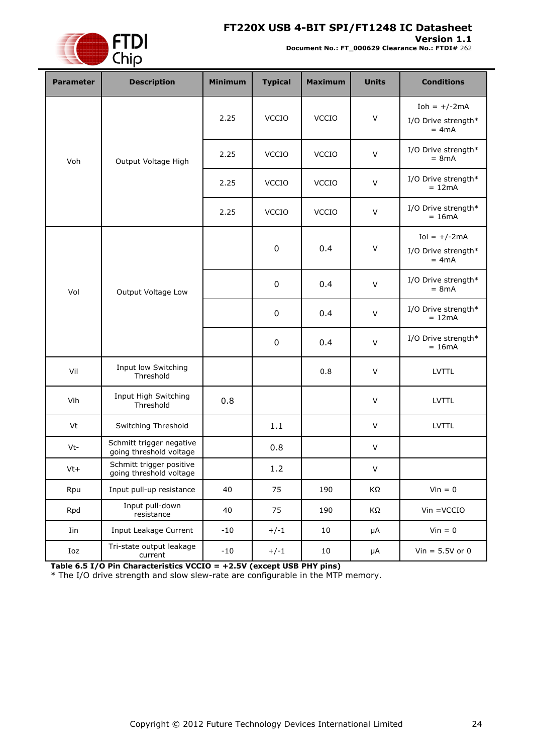| Parameter | Description | Minimum | Typical | Maximum | Units | Conditions |
|---|---|---|---|---|---|---|
| Voh | Output Voltage High | 2.25 | VCCIO | VCCIO | V | Ioh = +/-2mA I/O Drive strength* = 4mA |
| | | 2.25 | VCCIO | VCCIO | V | I/O Drive strength* = 8mA |
| | | 2.25 | VCCIO | VCCIO | V | I/O Drive strength* = 12mA |
| | | 2.25 | VCCIO | VCCIO | V | I/O Drive strength* = 16mA |
| Vol | Output Voltage Low | | 0 | 0.4 | V | Iol = +/-2mA I/O Drive strength* = 4mA |
| | | | 0 | 0.4 | V | I/O Drive strength* = 8mA |
| | | | 0 | 0.4 | V | I/O Drive strength* = 12mA |
| | | | 0 | 0.4 | V | I/O Drive strength* = 16mA |
| Vil | Input low Switching Threshold | | | 0.8 | V | LVTTL |
| Vih | Input High Switching Threshold | 0.8 | | | V | LVTTL |
| Vt | Switching Threshold | | 1.1 | | V | LVTTL |
| Vt- | Schmitt trigger negative going threshold voltage | | 0.8 | | V | |
| Vt+ | Schmitt trigger positive going threshold voltage | | 1.2 | | V | |
| Rpu | Input pull-up resistance | 40 | 75 | 190 | KΩ | Vin = 0 |
| Rpd | Input pull-down resistance | 40 | 75 | 190 | KΩ | Vin =VCCIO |
| Iin | Input Leakage Current | -10 | +/-1 | 10 | μA | Vin = 0 |
| Ioz | Tri-state output leakage current | -10 | +/-1 | 10 | μA | Vin = 5.5V or 0 |

**Table 6.5 I/O Pin Characteristics VCCIO = +2.5V (except USB PHY pins)**

* The I/O drive strength and slow slew-rate are configurable in the MTP memory.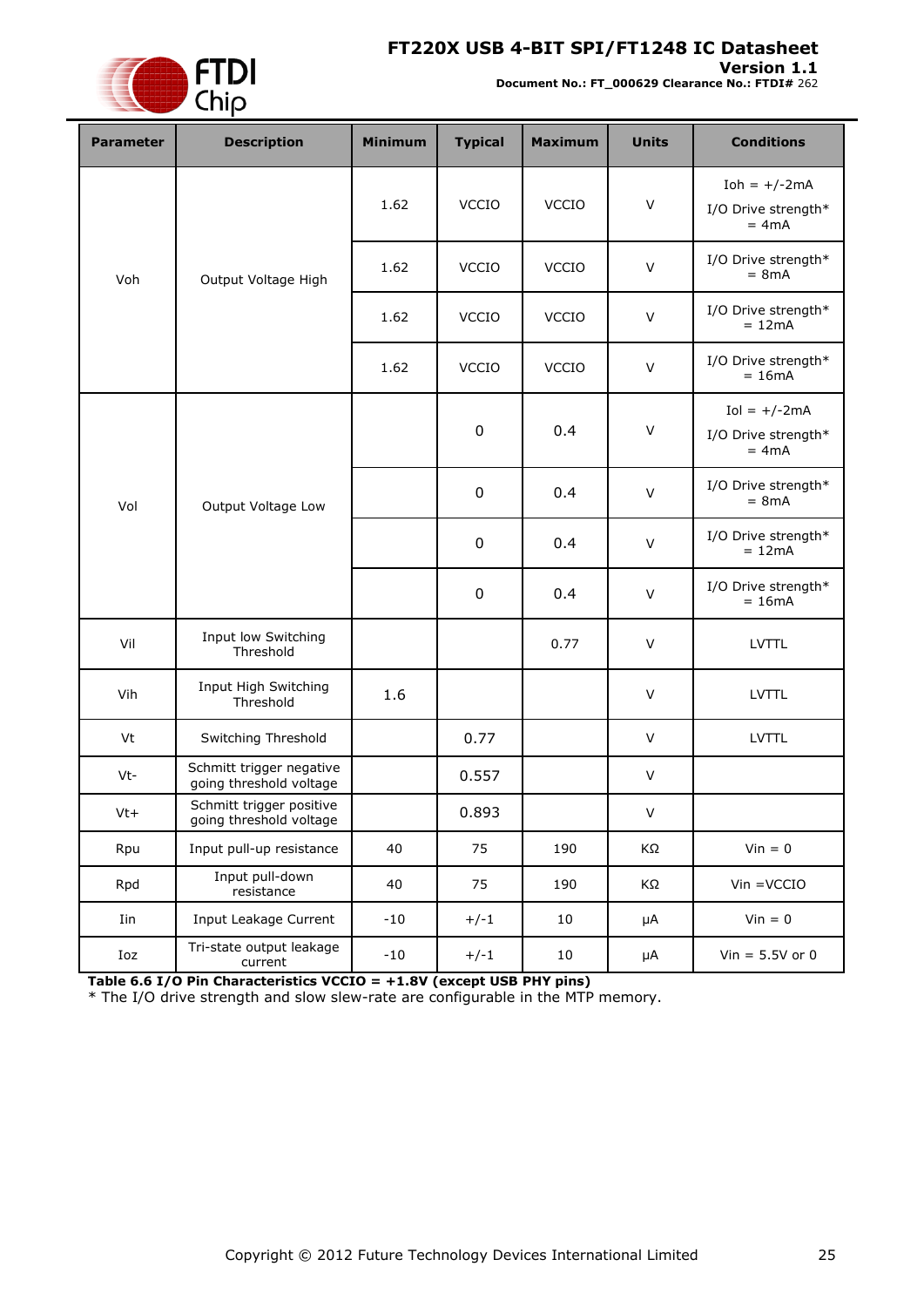| Parameter | Description | Minimum | Typical | Maximum | Units | Conditions |
|---|---|---|---|---|---|---|
| Voh | Output Voltage High | 1.62 | VCCIO | VCCIO | V | Ioh = +/-2mA I/O Drive strength* = 4mA |
| | | 1.62 | VCCIO | VCCIO | V | I/O Drive strength* = 8mA |
| | | 1.62 | VCCIO | VCCIO | V | I/O Drive strength* = 12mA |
| | | 1.62 | VCCIO | VCCIO | V | I/O Drive strength* = 16mA |
| Vol | Output Voltage Low | | 0 | 0.4 | V | Iol = +/-2mA I/O Drive strength* = 4mA |
| | | | 0 | 0.4 | V | I/O Drive strength* = 8mA |
| | | | 0 | 0.4 | V | I/O Drive strength* = 12mA |
| | | | 0 | 0.4 | V | I/O Drive strength* = 16mA |
| Vil | Input low Switching Threshold | | | 0.77 | V | LVTTL |
| Vih | Input High Switching Threshold | 1.6 | | | V | LVTTL |
| Vt | Switching Threshold | | 0.77 | | V | LVTTL |
| Vt- | Schmitt trigger negative going threshold voltage | | 0.557 | | V | |
| Vt+ | Schmitt trigger positive going threshold voltage | | 0.893 | | V | |
| Rpu | Input pull-up resistance | 40 | 75 | 190 | KΩ | Vin = 0 |
| Rpd | Input pull-down resistance | 40 | 75 | 190 | KΩ | Vin =VCCIO |
| Iin | Input Leakage Current | -10 | +/-1 | 10 | μA | Vin = 0 |
| Ioz | Tri-state output leakage current | -10 | +/-1 | 10 | μA | Vin = 5.5V or 0 |

**Table 6.6 I/O Pin Characteristics VCCIO = +1.8V (except USB PHY pins)**

* The I/O drive strength and slow slew-rate are configurable in the MTP memory.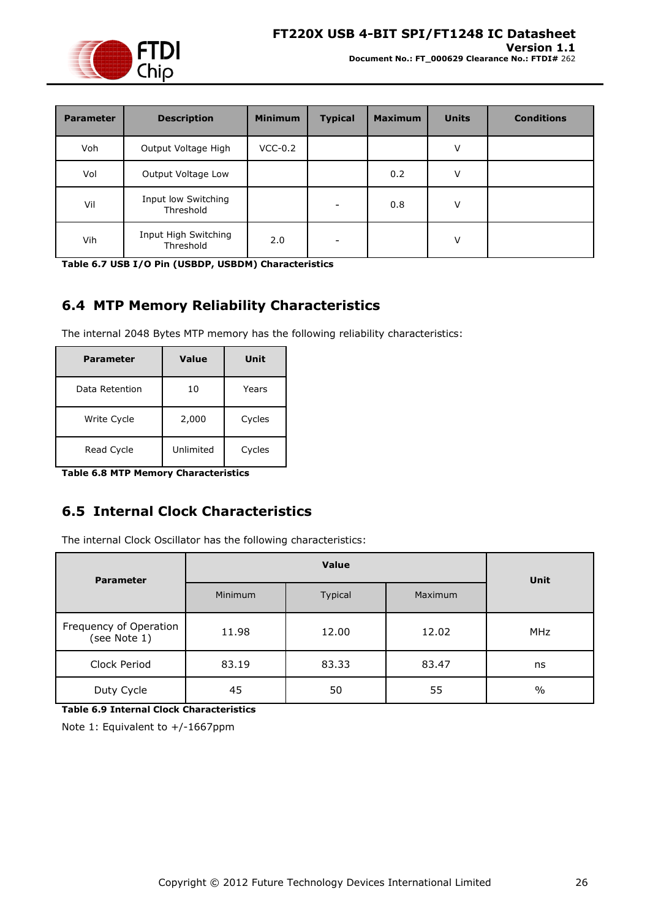| Parameter | Description | Minimum | Typical | Maximum | Units | Conditions |
|---|---|---|---|---|---|---|
| Voh | Output Voltage High | VCC-0.2 | | | V | |
| Vol | Output Voltage Low | | | 0.2 | V | |
| Vil | Input low Switching Threshold | | - | 0.8 | V | |
| Vih | Input High Switching Threshold | 2.0 | - | | V | |

**Table 6.7 USB I/O Pin (USBDP, USBDM) Characteristics**

## 6.4 MTP Memory Reliability Characteristics

The internal 2048 Bytes MTP memory has the following reliability characteristics:

| Parameter | Value | Unit |
|---|---|---|
| Data Retention | 10 | Years |
| Write Cycle | 2,000 | Cycles |
| Read Cycle | Unlimited | Cycles |

**Table 6.8 MTP Memory Characteristics**

## 6.5 Internal Clock Characteristics

The internal Clock Oscillator has the following characteristics:

| Parameter | Value | | | Unit |
|---|---|---|---|---|
| | Minimum | Typical | Maximum | |
| Frequency of Operation (see Note 1) | 11.98 | 12.00 | 12.02 | MHz |
| Clock Period | 83.19 | 83.33 | 83.47 | ns |
| Duty Cycle | 45 | 50 | 55 | % |

**Table 6.9 Internal Clock Characteristics**

Note 1: Equivalent to +/-1667ppm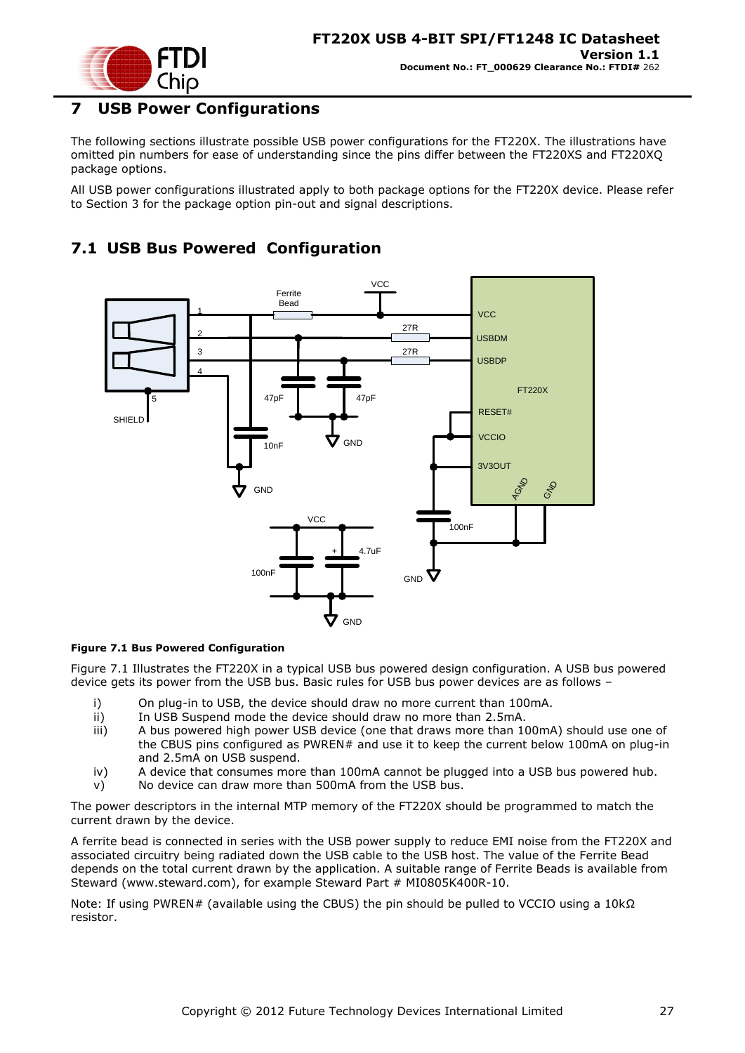# 7 USB Power Configurations

The following sections illustrate possible USB power configurations for the FT220X. The illustrations have omitted pin numbers for ease of understanding since the pins differ between the FT220XS and FT220XQ package options.

All USB power configurations illustrated apply to both package options for the FT220X device. Please refer to Section 3 for the package option pin-out and signal descriptions.

## 7.1 USB Bus Powered Configuration

**Figure 7.1 Bus Powered Configuration**

Figure 7.1 Illustrates the FT220X in a typical USB bus powered design configuration. A USB bus powered device gets its power from the USB bus. Basic rules for USB bus power devices are as follows –

i) On plug-in to USB, the device should draw no more current than 100mA.
ii) In USB Suspend mode the device should draw no more than 2.5mA.
iii) A bus powered high power USB device (one that draws more than 100mA) should use one of the CBUS pins configured as PWREN# and use it to keep the current below 100mA on plug-in and 2.5mA on USB suspend.
iv) A device that consumes more than 100mA cannot be plugged into a USB bus powered hub.
v) No device can draw more than 500mA from the USB bus.

The power descriptors in the internal MTP memory of the FT220X should be programmed to match the current drawn by the device.

A ferrite bead is connected in series with the USB power supply to reduce EMI noise from the FT220X and associated circuitry being radiated down the USB cable to the USB host. The value of the Ferrite Bead depends on the total current drawn by the application. A suitable range of Ferrite Beads is available from Steward (www.steward.com), for example Steward Part # MI0805K400R-10.

Note: If using PWREN# (available using the CBUS) the pin should be pulled to VCCIO using a 10kΩ resistor.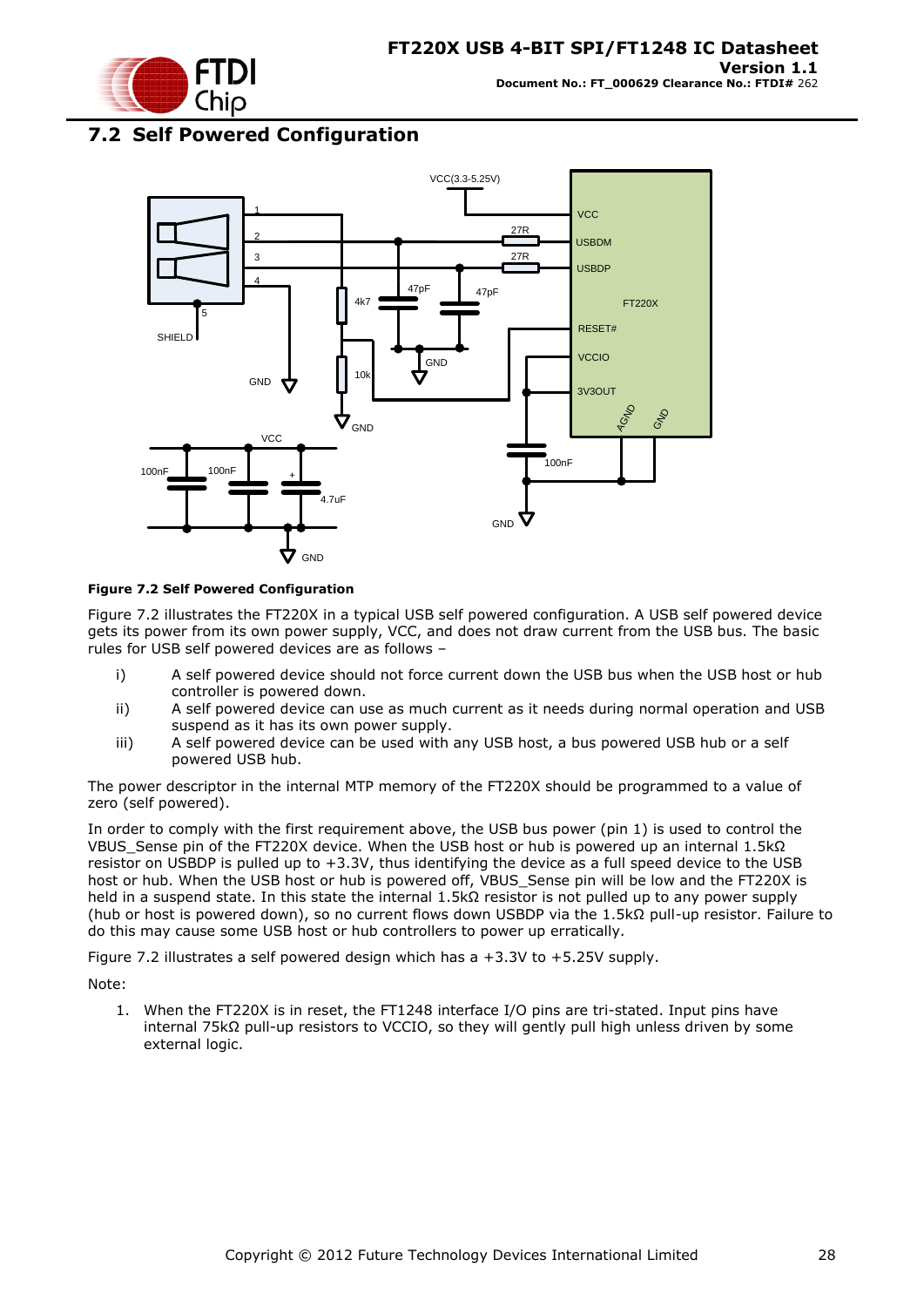## 7.2 Self Powered Configuration

**Figure 7.2 Self Powered Configuration**

Figure 7.2 illustrates the FT220X in a typical USB self powered configuration. A USB self powered device gets its power from its own power supply, VCC, and does not draw current from the USB bus. The basic rules for USB self powered devices are as follows –

i) A self powered device should not force current down the USB bus when the USB host or hub controller is powered down.

ii) A self powered device can use as much current as it needs during normal operation and USB suspend as it has its own power supply.

iii) A self powered device can be used with any USB host, a bus powered USB hub or a self powered USB hub.

The power descriptor in the internal MTP memory of the FT220X should be programmed to a value of zero (self powered).

In order to comply with the first requirement above, the USB bus power (pin 1) is used to control the VBUS_Sense pin of the FT220X device. When the USB host or hub is powered up an internal 1.5kΩ resistor on USBDP is pulled up to +3.3V, thus identifying the device as a full speed device to the USB host or hub. When the USB host or hub is powered off, VBUS_Sense pin will be low and the FT220X is held in a suspend state. In this state the internal 1.5kΩ resistor is not pulled up to any power supply (hub or host is powered down), so no current flows down USBDP via the 1.5kΩ pull-up resistor. Failure to do this may cause some USB host or hub controllers to power up erratically.

Figure 7.2 illustrates a self powered design which has a +3.3V to +5.25V supply.

Note:

1. When the FT220X is in reset, the FT1248 interface I/O pins are tri-stated. Input pins have internal 75kΩ pull-up resistors to VCCIO, so they will gently pull high unless driven by some external logic.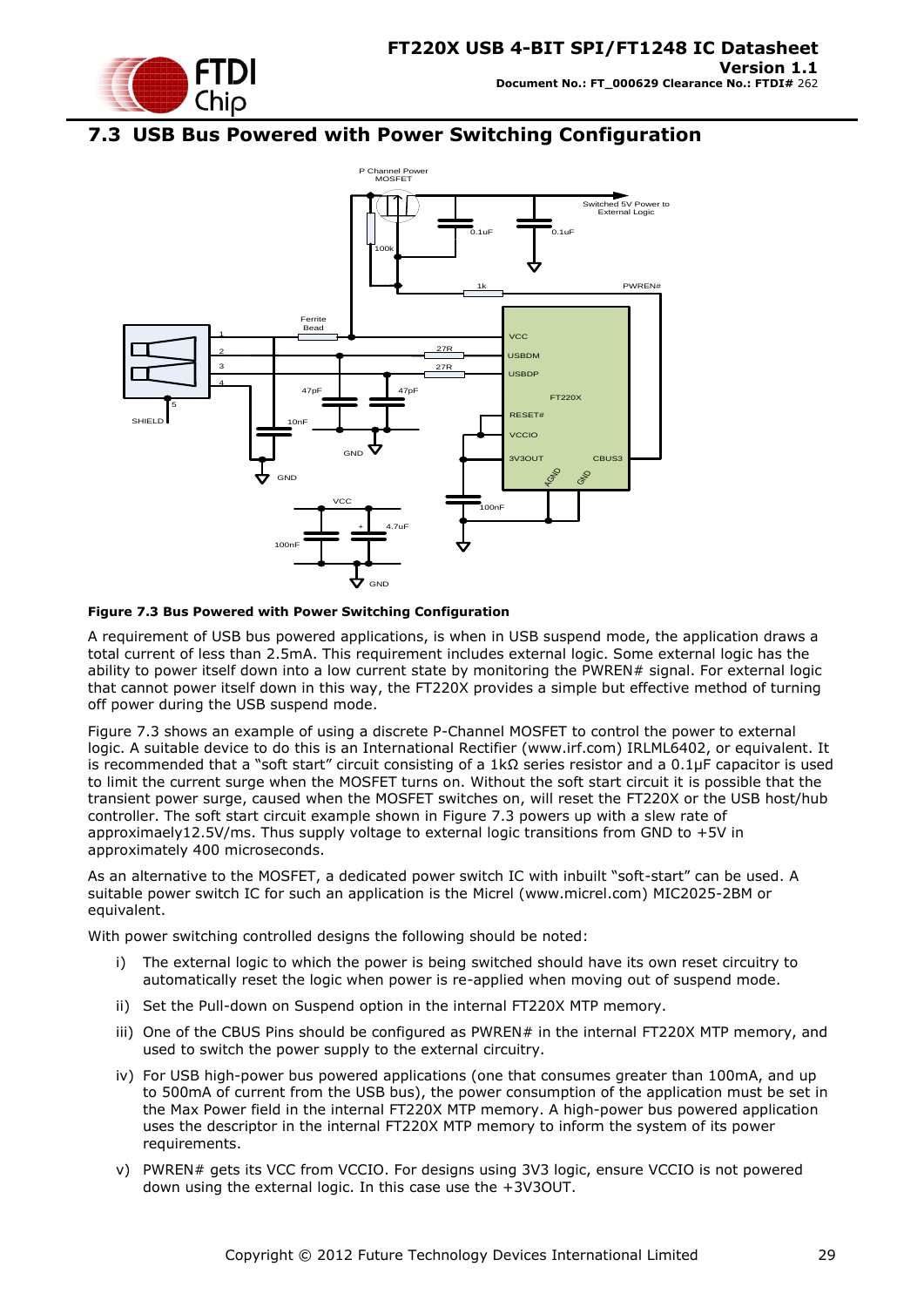## 7.3 USB Bus Powered with Power Switching Configuration

**Figure 7.3 Bus Powered with Power Switching Configuration**

A requirement of USB bus powered applications, is when in USB suspend mode, the application draws a total current of less than 2.5mA. This requirement includes external logic. Some external logic has the ability to power itself down into a low current state by monitoring the PWREN# signal. For external logic that cannot power itself down in this way, the FT220X provides a simple but effective method of turning off power during the USB suspend mode.

Figure 7.3 shows an example of using a discrete P-Channel MOSFET to control the power to external logic. A suitable device to do this is an International Rectifier (www.irf.com) IRLML6402, or equivalent. It is recommended that a "soft start" circuit consisting of a 1kΩ series resistor and a 0.1μF capacitor is used to limit the current surge when the MOSFET turns on. Without the soft start circuit it is possible that the transient power surge, caused when the MOSFET switches on, will reset the FT220X or the USB host/hub controller. The soft start circuit example shown in Figure 7.3 powers up with a slew rate of approximaely12.5V/ms. Thus supply voltage to external logic transitions from GND to +5V in approximately 400 microseconds.

As an alternative to the MOSFET, a dedicated power switch IC with inbuilt "soft-start" can be used. A suitable power switch IC for such an application is the Micrel (www.micrel.com) MIC2025-2BM or equivalent.

With power switching controlled designs the following should be noted:

i) The external logic to which the power is being switched should have its own reset circuitry to automatically reset the logic when power is re-applied when moving out of suspend mode.

ii) Set the Pull-down on Suspend option in the internal FT220X MTP memory.

iii) One of the CBUS Pins should be configured as PWREN# in the internal FT220X MTP memory, and used to switch the power supply to the external circuitry.

iv) For USB high-power bus powered applications (one that consumes greater than 100mA, and up to 500mA of current from the USB bus), the power consumption of the application must be set in the Max Power field in the internal FT220X MTP memory. A high-power bus powered application uses the descriptor in the internal FT220X MTP memory to inform the system of its power requirements.

v) PWREN# gets its VCC from VCCIO. For designs using 3V3 logic, ensure VCCIO is not powered down using the external logic. In this case use the +3V3OUT.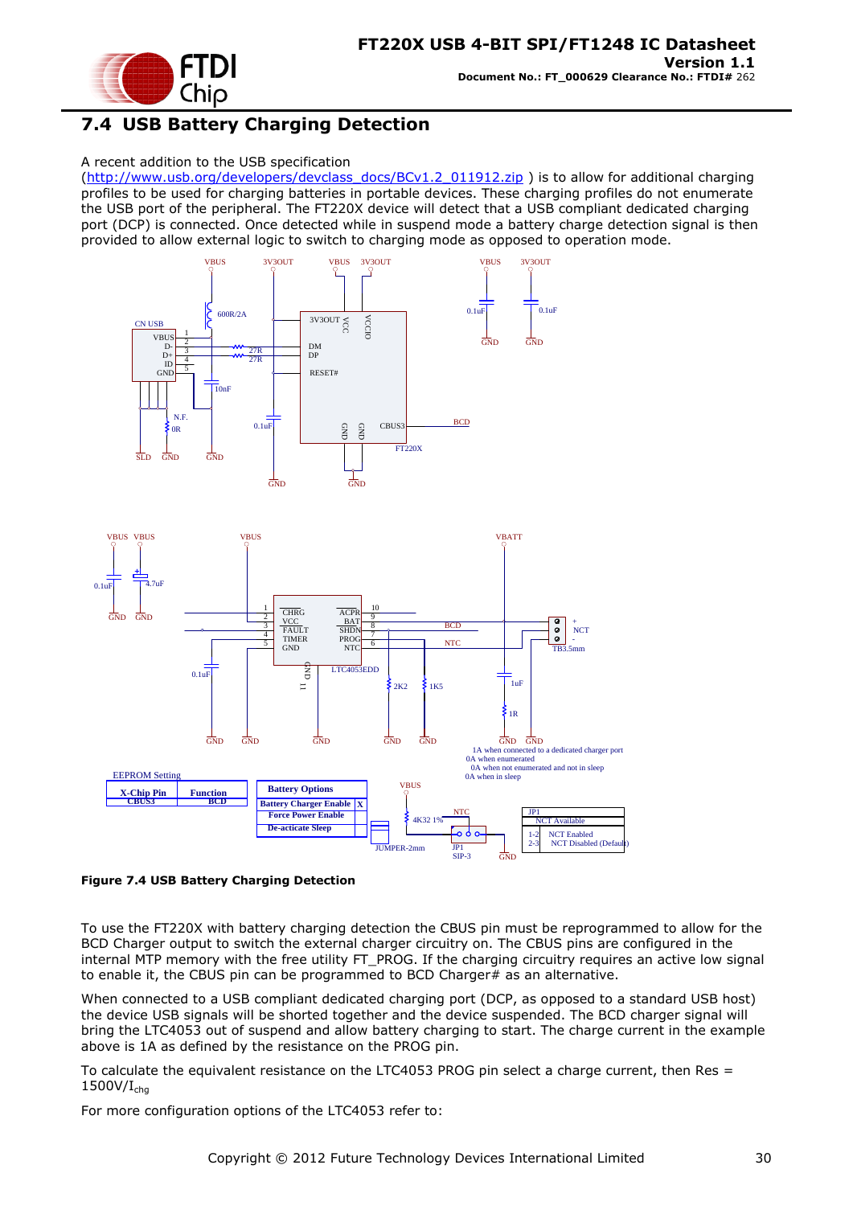## 7.4 USB Battery Charging Detection

A recent addition to the USB specification (http://www.usb.org/developers/devclass_docs/BCv1.2_011912.zip ) is to allow for additional charging profiles to be used for charging batteries in portable devices. These charging profiles do not enumerate the USB port of the peripheral. The FT220X device will detect that a USB compliant dedicated charging port (DCP) is connected. Once detected while in suspend mode a battery charge detection signal is then provided to allow external logic to switch to charging mode as opposed to operation mode.

**Figure 7.4 USB Battery Charging Detection**

To use the FT220X with battery charging detection the CBUS pin must be reprogrammed to allow for the BCD Charger output to switch the external charger circuitry on. The CBUS pins are configured in the internal MTP memory with the free utility FT_PROG. If the charging circuitry requires an active low signal to enable it, the CBUS pin can be programmed to BCD Charger# as an alternative.

When connected to a USB compliant dedicated charging port (DCP, as opposed to a standard USB host) the device USB signals will be shorted together and the device suspended. The BCD charger signal will bring the LTC4053 out of suspend and allow battery charging to start. The charge current in the example above is 1A as defined by the resistance on the PROG pin.

To calculate the equivalent resistance on the LTC4053 PROG pin select a charge current, then Res = $1500V/I_{chg}$

For more configuration options of the LTC4053 refer to: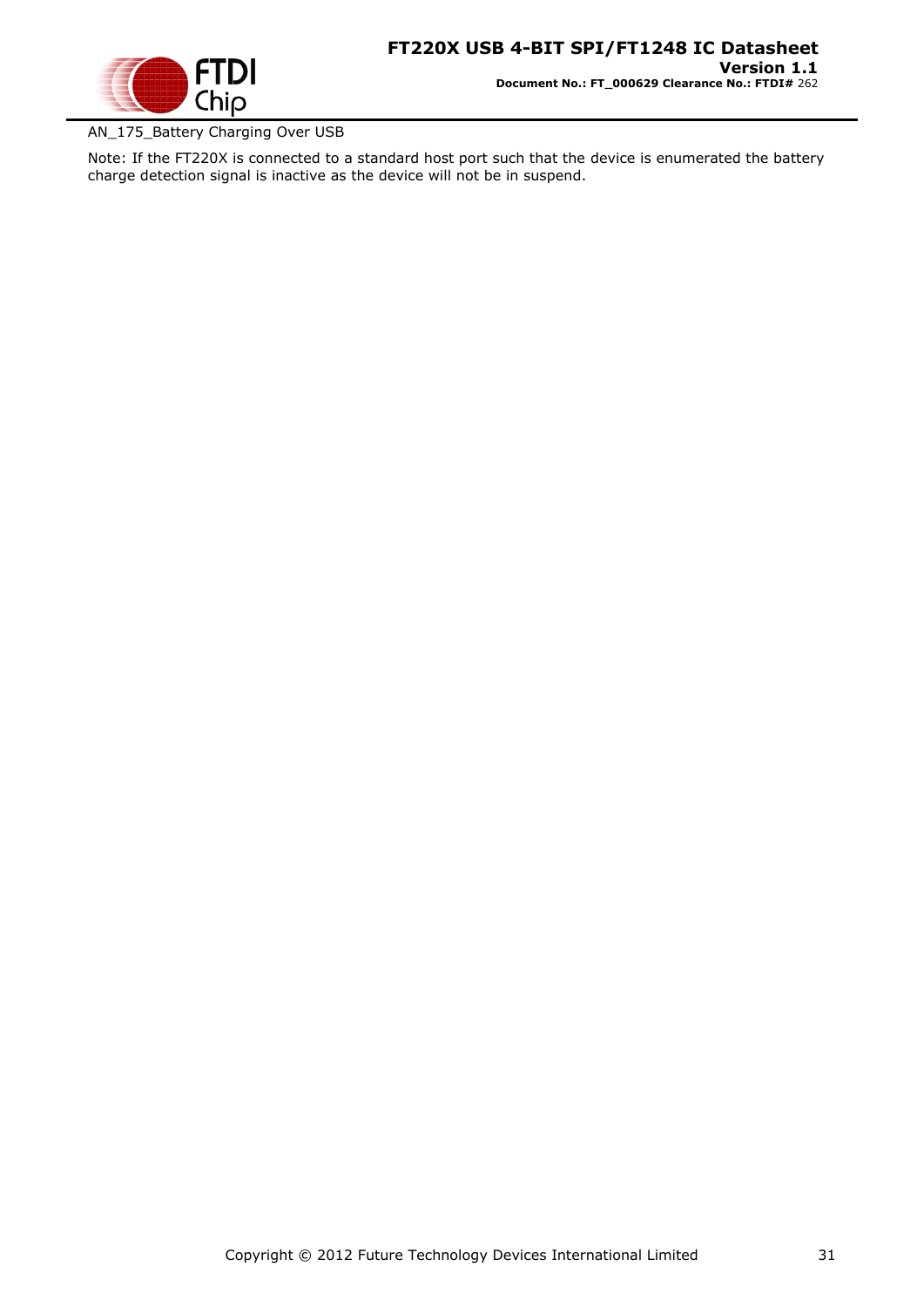AN_175_Battery Charging Over USB

Note: If the FT220X is connected to a standard host port such that the device is enumerated the battery charge detection signal is inactive as the device will not be in suspend.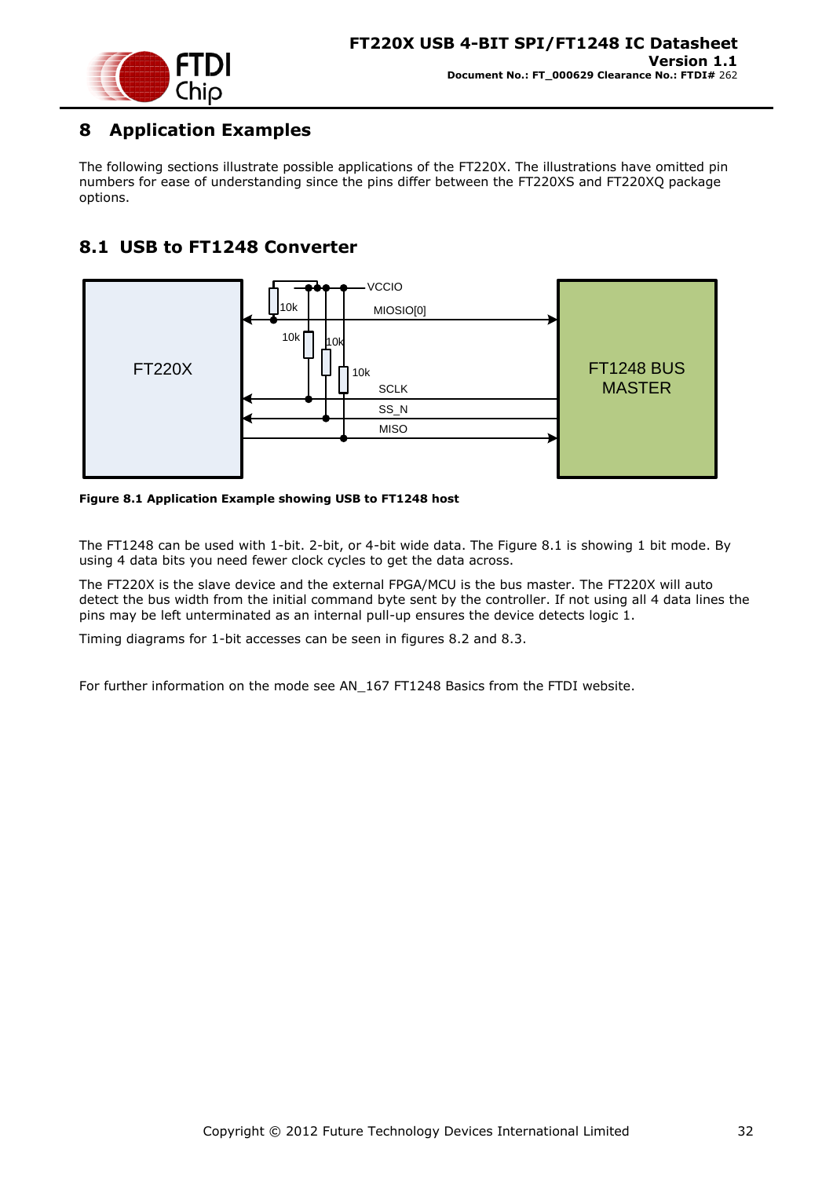# 8 Application Examples

The following sections illustrate possible applications of the FT220X. The illustrations have omitted pin numbers for ease of understanding since the pins differ between the FT220XS and FT220XQ package options.

## 8.1 USB to FT1248 Converter

**Figure 8.1 Application Example showing USB to FT1248 host**

The FT1248 can be used with 1-bit. 2-bit, or 4-bit wide data. The Figure 8.1 is showing 1 bit mode. By using 4 data bits you need fewer clock cycles to get the data across.

The FT220X is the slave device and the external FPGA/MCU is the bus master. The FT220X will auto detect the bus width from the initial command byte sent by the controller. If not using all 4 data lines the pins may be left unterminated as an internal pull-up ensures the device detects logic 1.

Timing diagrams for 1-bit accesses can be seen in figures 8.2 and 8.3.

For further information on the mode see AN_167 FT1248 Basics from the FTDI website.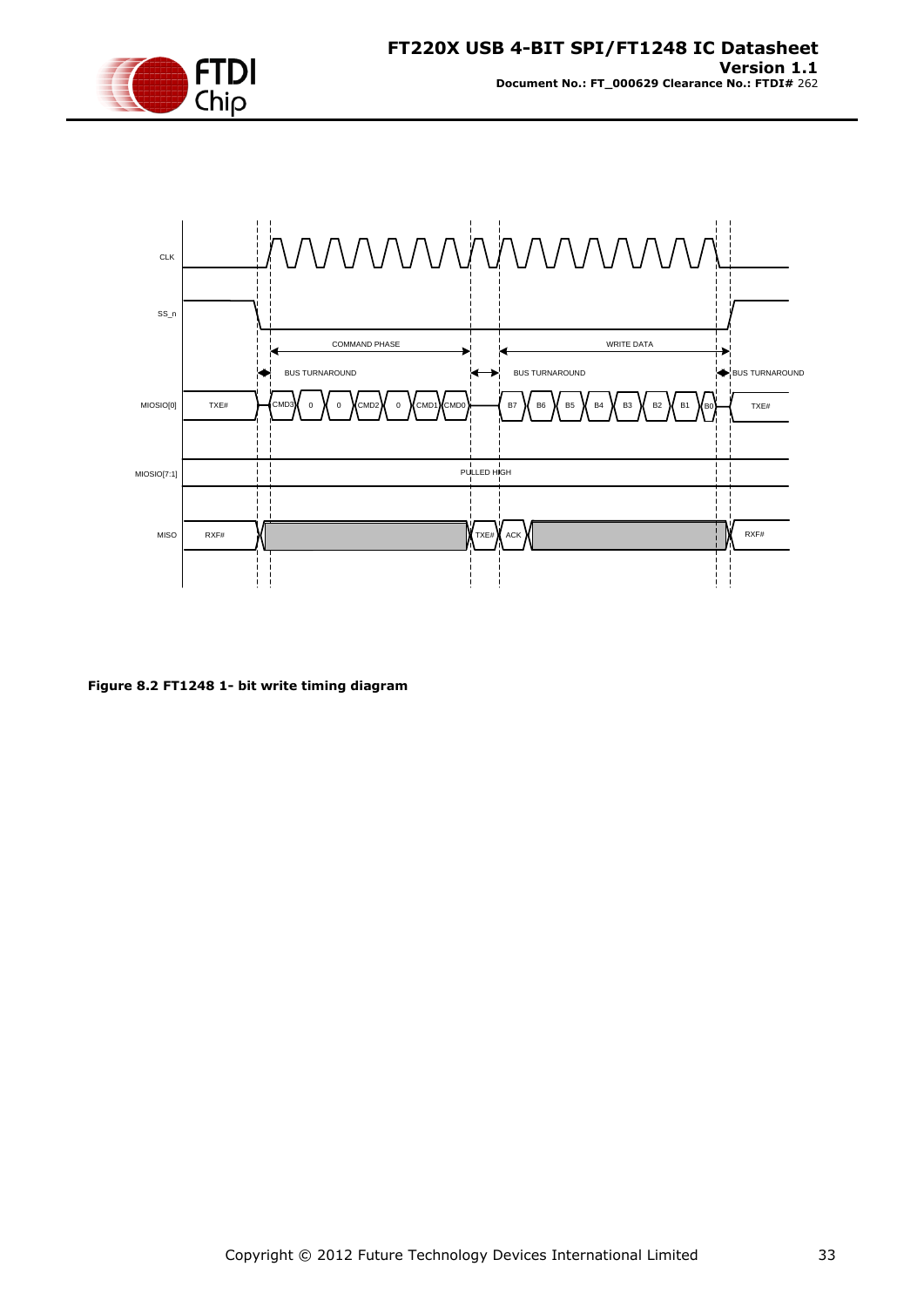Figure 8.2 FT1248 1- bit write timing diagram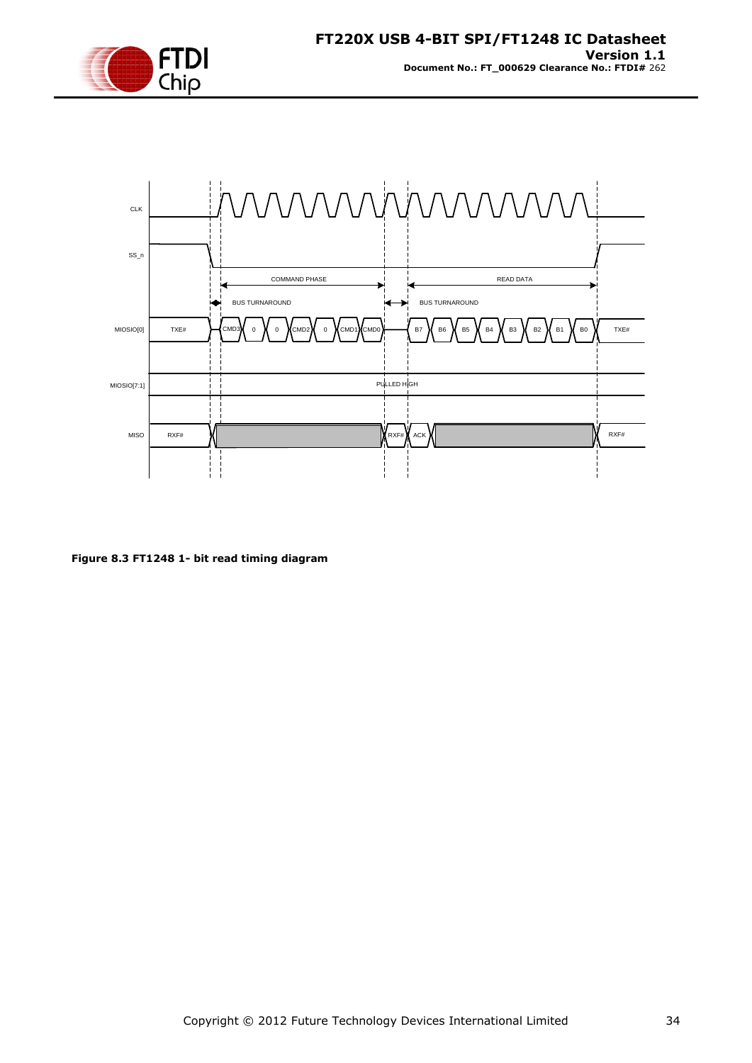**Figure 8.3 FT1248 1- bit read timing diagram**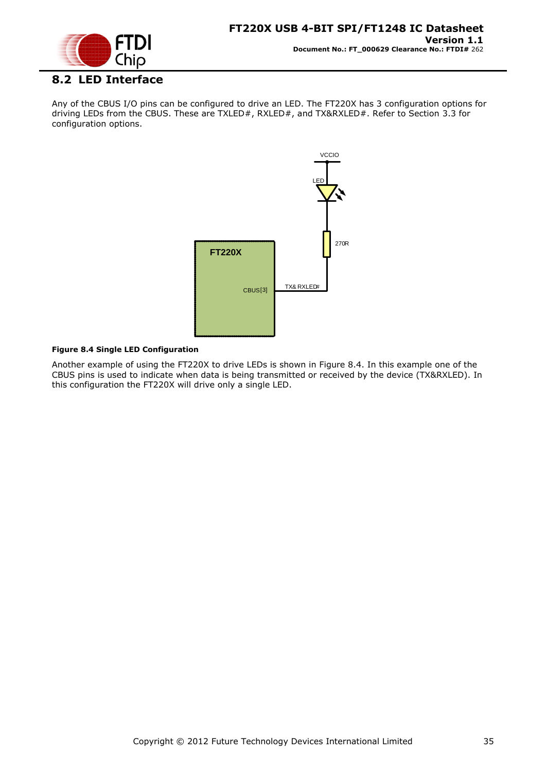## 8.2 LED Interface

Any of the CBUS I/O pins can be configured to drive an LED. The FT220X has 3 configuration options for driving LEDs from the CBUS. These are TXLED#, RXLED#, and TX&RXLED#. Refer to Section 3.3 for configuration options.

**Figure 8.4 Single LED Configuration**

Another example of using the FT220X to drive LEDs is shown in Figure 8.4. In this example one of the CBUS pins is used to indicate when data is being transmitted or received by the device (TX&RXLED). In this configuration the FT220X will drive only a single LED.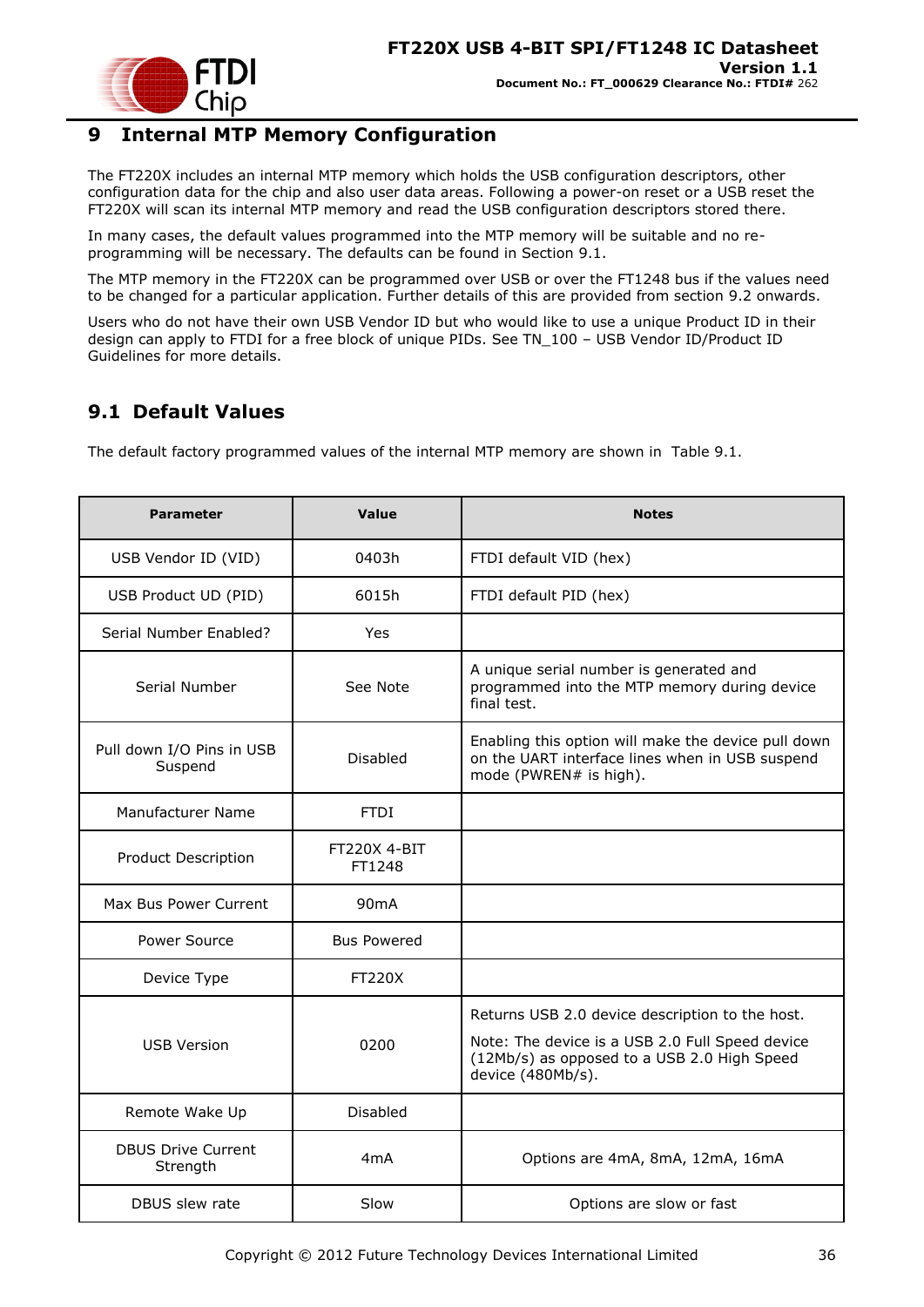# 9 Internal MTP Memory Configuration

The FT220X includes an internal MTP memory which holds the USB configuration descriptors, other configuration data for the chip and also user data areas. Following a power-on reset or a USB reset the FT220X will scan its internal MTP memory and read the USB configuration descriptors stored there.

In many cases, the default values programmed into the MTP memory will be suitable and no re-programming will be necessary. The defaults can be found in Section 9.1.

The MTP memory in the FT220X can be programmed over USB or over the FT1248 bus if the values need to be changed for a particular application. Further details of this are provided from section 9.2 onwards.

Users who do not have their own USB Vendor ID but who would like to use a unique Product ID in their design can apply to FTDI for a free block of unique PIDs. See TN_100 – USB Vendor ID/Product ID Guidelines for more details.

## 9.1 Default Values

The default factory programmed values of the internal MTP memory are shown in Table 9.1.

| Parameter | Value | Notes |
|---|---|---|
| USB Vendor ID (VID) | 0403h | FTDI default VID (hex) |
| USB Product UD (PID) | 6015h | FTDI default PID (hex) |
| Serial Number Enabled? | Yes | |
| Serial Number | See Note | A unique serial number is generated and programmed into the MTP memory during device final test. |
| Pull down I/O Pins in USB Suspend | Disabled | Enabling this option will make the device pull down on the UART interface lines when in USB suspend mode (PWREN# is high). |
| Manufacturer Name | FTDI | |
| Product Description | FT220X 4-BIT FT1248 | |
| Max Bus Power Current | 90mA | |
| Power Source | Bus Powered | |
| Device Type | FT220X | |
| USB Version | 0200 | Returns USB 2.0 device description to the host. Note: The device is a USB 2.0 Full Speed device (12Mb/s) as opposed to a USB 2.0 High Speed device (480Mb/s). |
| Remote Wake Up | Disabled | |
| DBUS Drive Current Strength | 4mA | Options are 4mA, 8mA, 12mA, 16mA |
| DBUS slew rate | Slow | Options are slow or fast |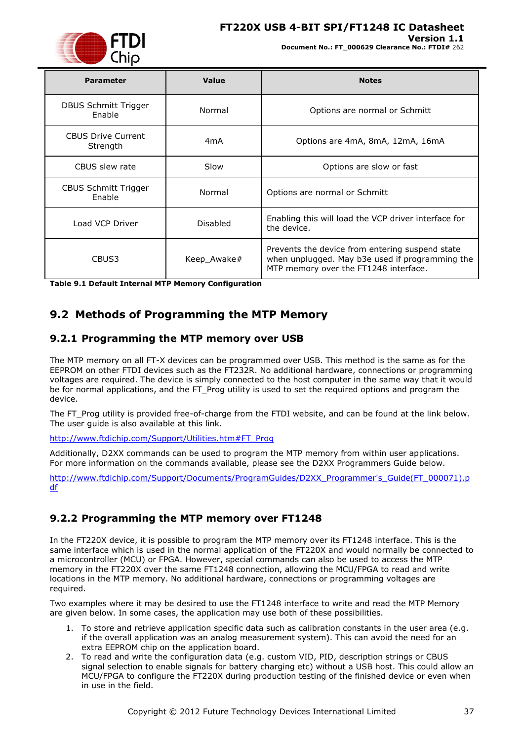| Parameter | Value | Notes |
| --- | --- | --- |
| DBUS Schmitt Trigger Enable | Normal | Options are normal or Schmitt |
| CBUS Drive Current Strength | 4mA | Options are 4mA, 8mA, 12mA, 16mA |
| CBUS slew rate | Slow | Options are slow or fast |
| CBUS Schmitt Trigger Enable | Normal | Options are normal or Schmitt |
| Load VCP Driver | Disabled | Enabling this will load the VCP driver interface for the device. |
| CBUS3 | Keep_Awake# | Prevents the device from entering suspend state when unplugged. May b3e used if programming the MTP memory over the FT1248 interface. |

**Table 9.1 Default Internal MTP Memory Configuration**

## 9.2 Methods of Programming the MTP Memory

### 9.2.1 Programming the MTP memory over USB

The MTP memory on all FT-X devices can be programmed over USB. This method is the same as for the EEPROM on other FTDI devices such as the FT232R. No additional hardware, connections or programming voltages are required. The device is simply connected to the host computer in the same way that it would be for normal applications, and the FT_Prog utility is used to set the required options and program the device.

The FT_Prog utility is provided free-of-charge from the FTDI website, and can be found at the link below. The user guide is also available at this link.

http://www.ftdichip.com/Support/Utilities.htm#FT_Prog

Additionally, D2XX commands can be used to program the MTP memory from within user applications. For more information on the commands available, please see the D2XX Programmers Guide below.

http://www.ftdichip.com/Support/Documents/ProgramGuides/D2XX_Programmer's_Guide(FT_000071).pdf

### 9.2.2 Programming the MTP memory over FT1248

In the FT220X device, it is possible to program the MTP memory over its FT1248 interface. This is the same interface which is used in the normal application of the FT220X and would normally be connected to a microcontroller (MCU) or FPGA. However, special commands can also be used to access the MTP memory in the FT220X over the same FT1248 connection, allowing the MCU/FPGA to read and write locations in the MTP memory. No additional hardware, connections or programming voltages are required.

Two examples where it may be desired to use the FT1248 interface to write and read the MTP Memory are given below. In some cases, the application may use both of these possibilities.

1. To store and retrieve application specific data such as calibration constants in the user area (e.g. if the overall application was an analog measurement system). This can avoid the need for an extra EEPROM chip on the application board.
2. To read and write the configuration data (e.g. custom VID, PID, description strings or CBUS signal selection to enable signals for battery charging etc) without a USB host. This could allow an MCU/FPGA to configure the FT220X during production testing of the finished device or even when in use in the field.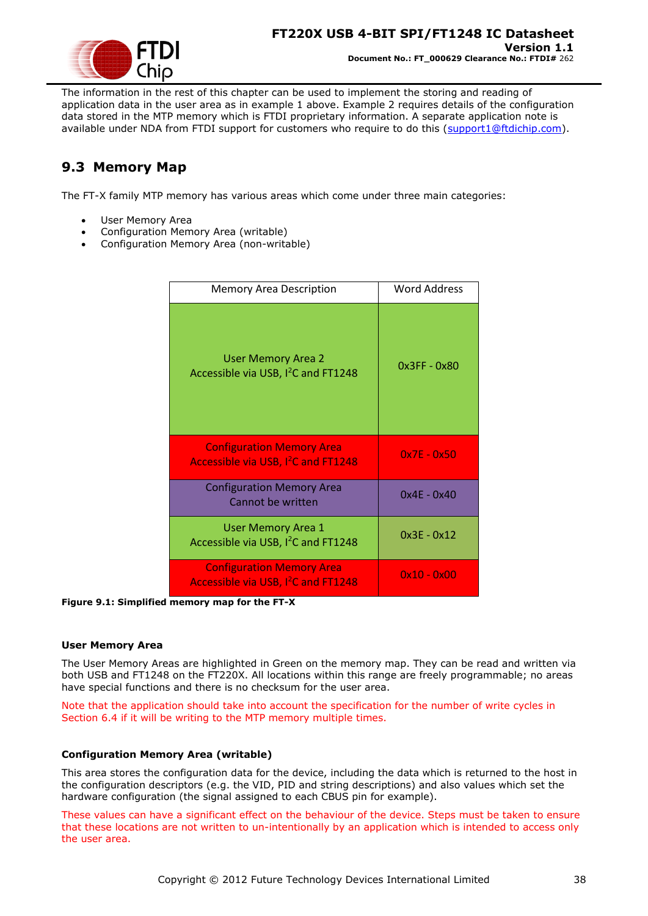The information in the rest of this chapter can be used to implement the storing and reading of application data in the user area as in example 1 above. Example 2 requires details of the configuration data stored in the MTP memory which is FTDI proprietary information. A separate application note is available under NDA from FTDI support for customers who require to do this (support1@ftdichip.com).

## 9.3 Memory Map

The FT-X family MTP memory has various areas which come under three main categories:

- User Memory Area
- Configuration Memory Area (writable)
- Configuration Memory Area (non-writable)

| Memory Area Description | Word Address |
|---|---|
| User Memory Area 2<br>Accessible via USB, I²C and FT1248 | 0x3FF - 0x80 |
| Configuration Memory Area<br>Accessible via USB, I²C and FT1248 | 0x7E - 0x50 |
| Configuration Memory Area<br>Cannot be written | 0x4E - 0x40 |
| User Memory Area 1<br>Accessible via USB, I²C and FT1248 | 0x3E - 0x12 |
| Configuration Memory Area<br>Accessible via USB, I²C and FT1248 | 0x10 - 0x00 |

**Figure 9.1: Simplified memory map for the FT-X**

**User Memory Area**

The User Memory Areas are highlighted in Green on the memory map. They can be read and written via both USB and FT1248 on the FT220X. All locations within this range are freely programmable; no areas have special functions and there is no checksum for the user area.

Note that the application should take into account the specification for the number of write cycles in Section 6.4 if it will be writing to the MTP memory multiple times.

**Configuration Memory Area (writable)**

This area stores the configuration data for the device, including the data which is returned to the host in the configuration descriptors (e.g. the VID, PID and string descriptions) and also values which set the hardware configuration (the signal assigned to each CBUS pin for example).

These values can have a significant effect on the behaviour of the device. Steps must be taken to ensure that these locations are not written to un-intentionally by an application which is intended to access only the user area.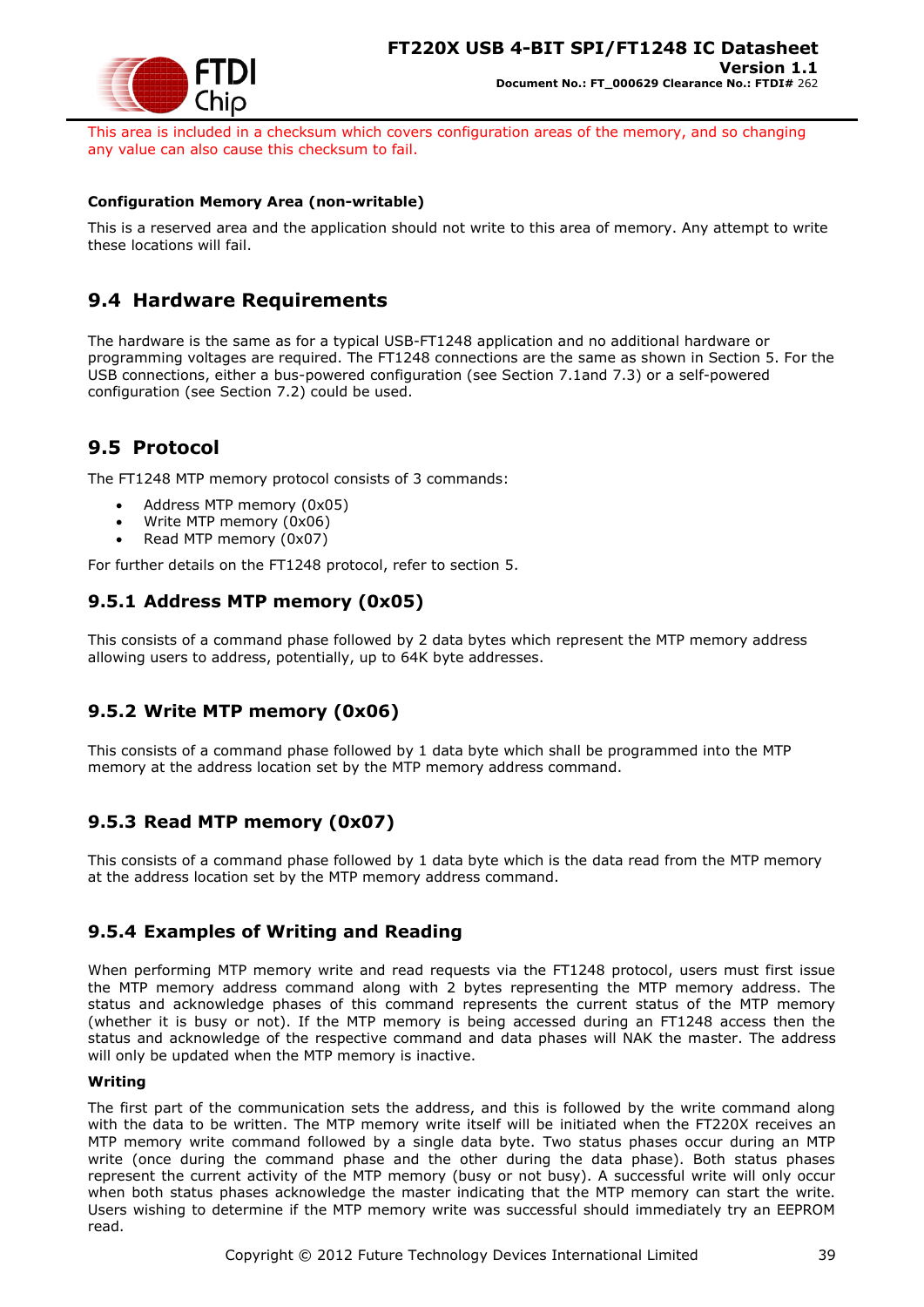This area is included in a checksum which covers configuration areas of the memory, and so changing any value can also cause this checksum to fail.

**Configuration Memory Area (non-writable)**

This is a reserved area and the application should not write to this area of memory. Any attempt to write these locations will fail.

## 9.4 Hardware Requirements

The hardware is the same as for a typical USB-FT1248 application and no additional hardware or programming voltages are required. The FT1248 connections are the same as shown in Section 5. For the USB connections, either a bus-powered configuration (see Section 7.1and 7.3) or a self-powered configuration (see Section 7.2) could be used.

## 9.5 Protocol

The FT1248 MTP memory protocol consists of 3 commands:

- Address MTP memory (0x05)
- Write MTP memory (0x06)
- Read MTP memory (0x07)

For further details on the FT1248 protocol, refer to section 5.

### 9.5.1 Address MTP memory (0x05)

This consists of a command phase followed by 2 data bytes which represent the MTP memory address allowing users to address, potentially, up to 64K byte addresses.

### 9.5.2 Write MTP memory (0x06)

This consists of a command phase followed by 1 data byte which shall be programmed into the MTP memory at the address location set by the MTP memory address command.

### 9.5.3 Read MTP memory (0x07)

This consists of a command phase followed by 1 data byte which is the data read from the MTP memory at the address location set by the MTP memory address command.

### 9.5.4 Examples of Writing and Reading

When performing MTP memory write and read requests via the FT1248 protocol, users must first issue the MTP memory address command along with 2 bytes representing the MTP memory address. The status and acknowledge phases of this command represents the current status of the MTP memory (whether it is busy or not). If the MTP memory is being accessed during an FT1248 access then the status and acknowledge of the respective command and data phases will NAK the master. The address will only be updated when the MTP memory is inactive.

**Writing**

The first part of the communication sets the address, and this is followed by the write command along with the data to be written. The MTP memory write itself will be initiated when the FT220X receives an MTP memory write command followed by a single data byte. Two status phases occur during an MTP write (once during the command phase and the other during the data phase). Both status phases represent the current activity of the MTP memory (busy or not busy). A successful write will only occur when both status phases acknowledge the master indicating that the MTP memory can start the write. Users wishing to determine if the MTP memory write was successful should immediately try an EEPROM read.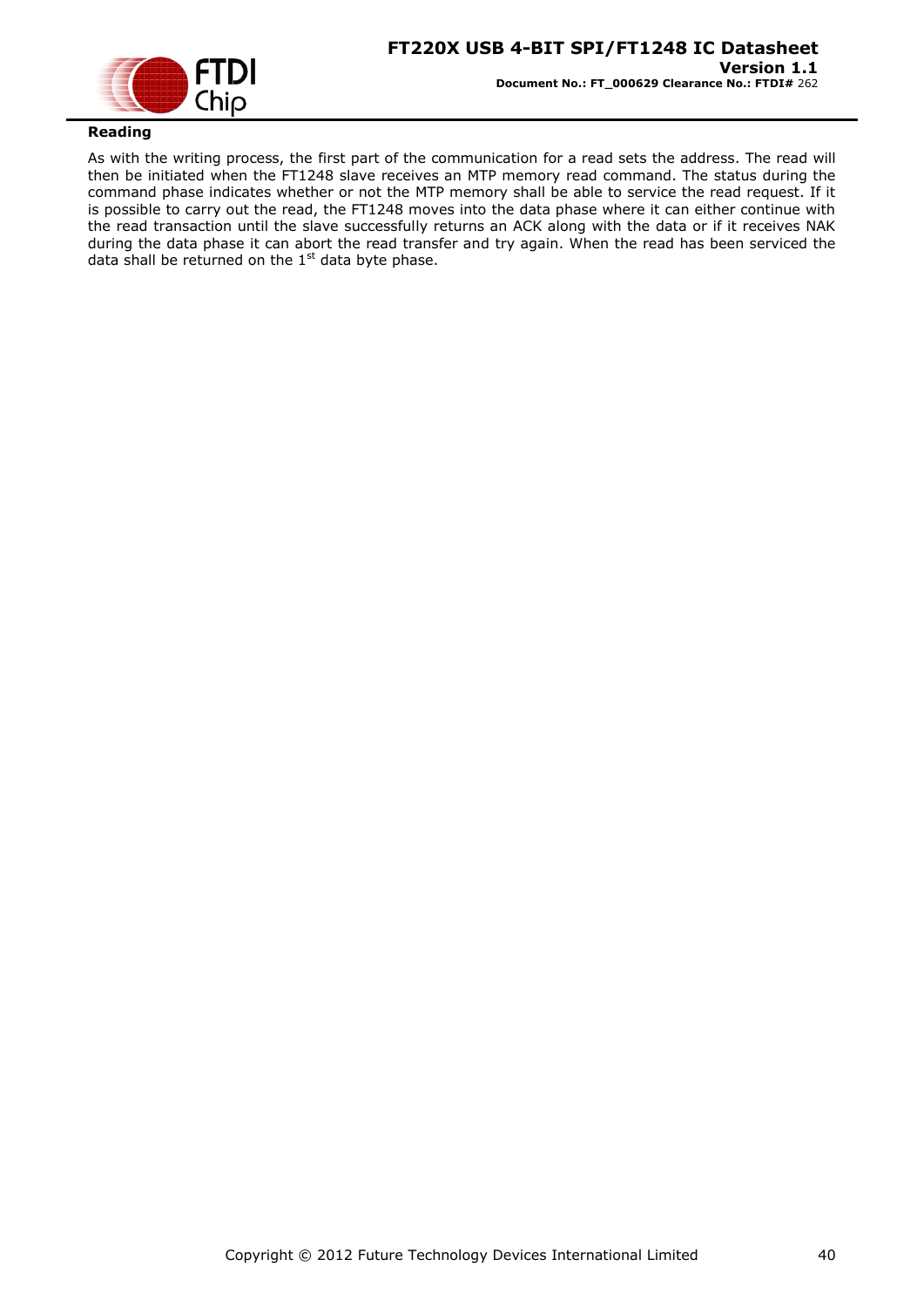**Reading**

As with the writing process, the first part of the communication for a read sets the address. The read will then be initiated when the FT1248 slave receives an MTP memory read command. The status during the command phase indicates whether or not the MTP memory shall be able to service the read request. If it is possible to carry out the read, the FT1248 moves into the data phase where it can either continue with the read transaction until the slave successfully returns an ACK along with the data or if it receives NAK during the data phase it can abort the read transfer and try again. When the read has been serviced the data shall be returned on the 1st data byte phase.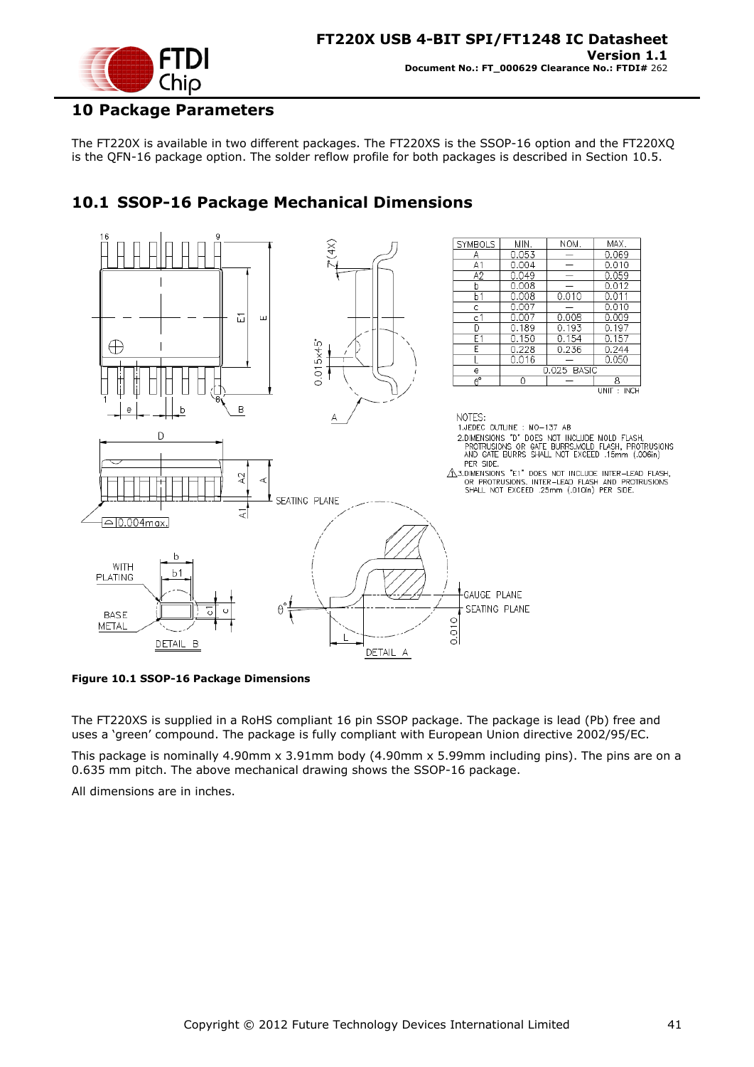# 10 Package Parameters

The FT220X is available in two different packages. The FT220XS is the SSOP-16 option and the FT220XQ is the QFN-16 package option. The solder reflow profile for both packages is described in Section 10.5.

## 10.1 SSOP-16 Package Mechanical Dimensions

| SYMBOLS | MIN. | NOM. | MAX. |
|---|---|---|---|
| A | 0.053 | — | 0.069 |
| A1 | 0.004 | — | 0.010 |
| A2 | 0.049 | — | 0.059 |
| b | 0.008 | — | 0.012 |
| b1 | 0.008 | 0.010 | 0.011 |
| c | 0.007 | — | 0.010 |
| c1 | 0.007 | 0.008 | 0.009 |
| D | 0.189 | 0.193 | 0.197 |
| E1 | 0.150 | 0.154 | 0.157 |
| E | 0.228 | 0.236 | 0.244 |
| L | 0.016 | — | 0.050 |
| e | 0.025 BASIC | | |
| θ° | 0 | — | 8 |

UNIT : INCH

NOTES:
1. JEDEC OUTLINE : MO-137 AB
2. DIMENSIONS "D" DOES NOT INCLUDE MOLD FLASH, PROTRUSIONS OR GATE BURRS. MOLD FLASH, PROTRUSIONS AND GATE BURRS SHALL NOT EXCEED .15mm (.006in) PER SIDE.
3. DIMENSIONS "E1" DOES NOT INCLUDE INTER-LEAD FLASH, OR PROTRUSIONS. INTER-LEAD FLASH AND PROTRUSIONS SHALL NOT EXCEED .25mm (.010in) PER SIDE.

**Figure 10.1 SSOP-16 Package Dimensions**

The FT220XS is supplied in a RoHS compliant 16 pin SSOP package. The package is lead (Pb) free and uses a 'green' compound. The package is fully compliant with European Union directive 2002/95/EC.

This package is nominally 4.90mm x 3.91mm body (4.90mm x 5.99mm including pins). The pins are on a 0.635 mm pitch. The above mechanical drawing shows the SSOP-16 package.

All dimensions are in inches.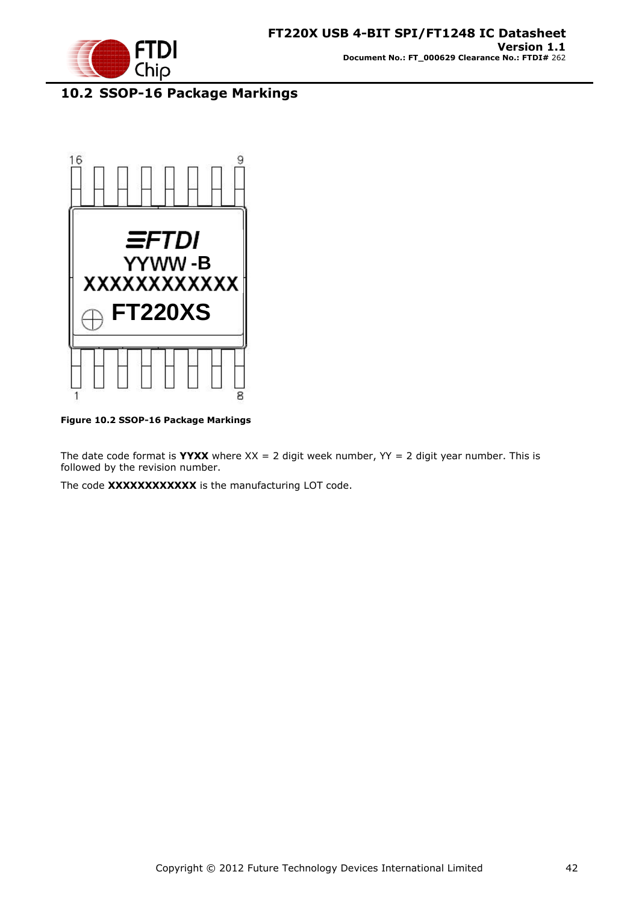## 10.2 SSOP-16 Package Markings

Figure 10.2 SSOP-16 Package Markings

The date code format is **YYXX** where XX = 2 digit week number, YY = 2 digit year number. This is followed by the revision number.

The code **XXXXXXXXXXXX** is the manufacturing LOT code.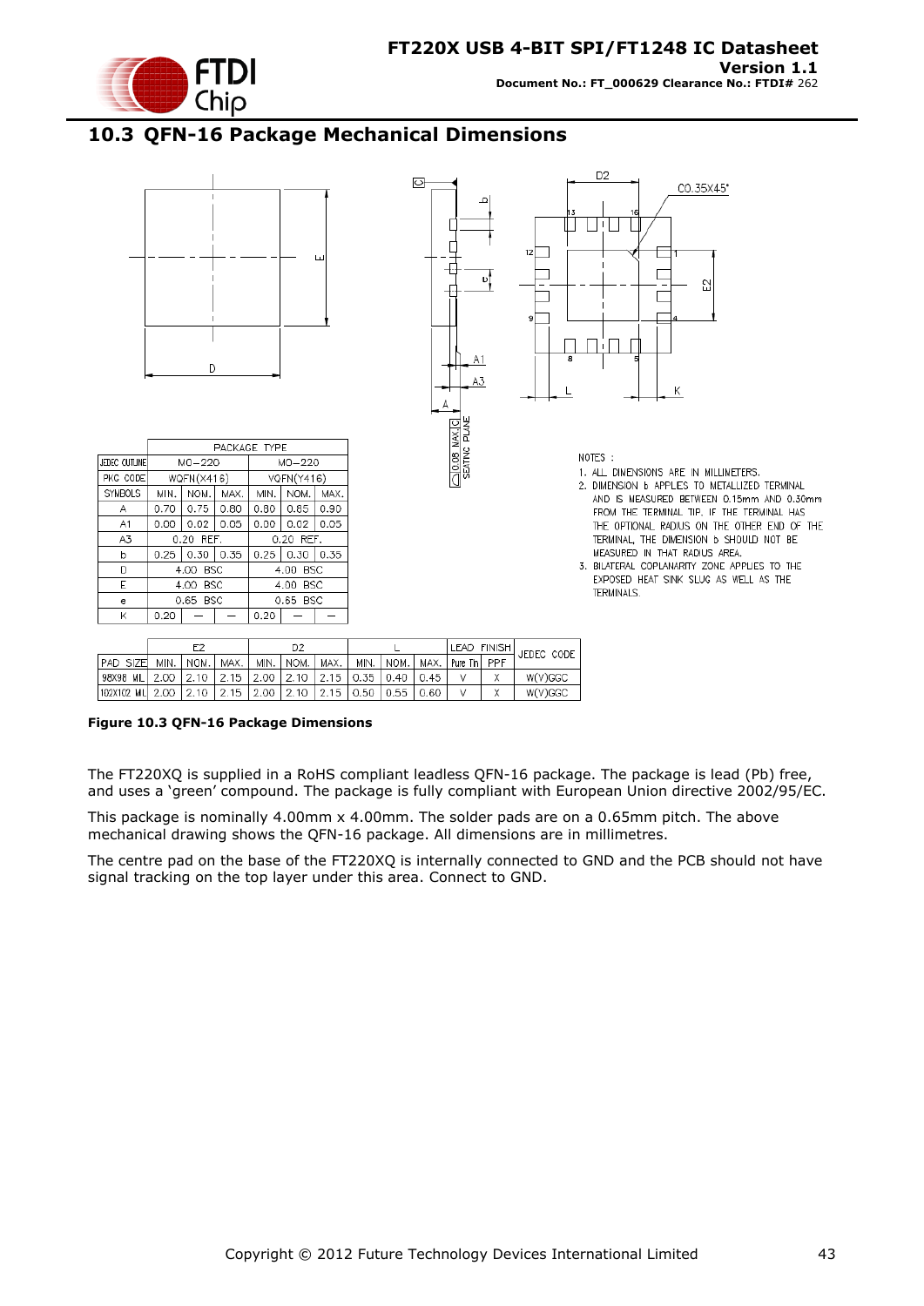## 10.3 QFN-16 Package Mechanical Dimensions

| | PACKAGE TYPE | | | | | |
|---|---|---|---|---|---|---|
| JEDEC OUTLINE | MO-220 | | | MO-220 | | |
| PKG CODE | WQFN(X416) | | | VQFN(Y416) | | |
| SYMBOLS | MIN. | NOM. | MAX. | MIN. | NOM. | MAX. |
| A | 0.70 | 0.75 | 0.80 | 0.80 | 0.85 | 0.90 |
| A1 | 0.00 | 0.02 | 0.05 | 0.00 | 0.02 | 0.05 |
| A3 | 0.20 REF. | | | 0.20 REF. | | |
| b | 0.25 | 0.30 | 0.35 | 0.25 | 0.30 | 0.35 |
| D | 4.00 BSC | | | 4.00 BSC | | |
| E | 4.00 BSC | | | 4.00 BSC | | |
| e | 0.65 BSC | | | 0.65 BSC | | |
| K | 0.20 | — | — | 0.20 | — | — |

NOTES :

1. ALL DIMENSIONS ARE IN MILLIMETERS.
2. DIMENSION b APPLIES TO METALLIZED TERMINAL AND IS MEASURED BETWEEN 0.15mm AND 0.30mm FROM THE TERMINAL TIP. IF THE TERMINAL HAS THE OPTIONAL RADIUS ON THE OTHER END OF THE TERMINAL, THE DIMENSION b SHOULD NOT BE MEASURED IN THAT RADIUS AREA.
3. BILATERAL COPLANARITY ZONE APPLIES TO THE EXPOSED HEAT SINK SLUG AS WELL AS THE TERMINALS.

| | E2 | | | D2 | | | L | | | LEAD FINISH | | JEDEC CODE |
|---|---|---|---|---|---|---|---|---|---|---|---|---|
| PAD SIZE | MIN. | NOM. | MAX. | MIN. | NOM. | MAX. | MIN. | NOM. | MAX. | Pure Tin | PPF | |
| 98X98 MIL | 2.00 | 2.10 | 2.15 | 2.00 | 2.10 | 2.15 | 0.35 | 0.40 | 0.45 | V | X | W(V)GGC |
| 102X102 MIL | 2.00 | 2.10 | 2.15 | 2.00 | 2.10 | 2.15 | 0.50 | 0.55 | 0.60 | V | X | W(V)GGC |

**Figure 10.3 QFN-16 Package Dimensions**

The FT220XQ is supplied in a RoHS compliant leadless QFN-16 package. The package is lead (Pb) free, and uses a 'green' compound. The package is fully compliant with European Union directive 2002/95/EC.

This package is nominally 4.00mm x 4.00mm. The solder pads are on a 0.65mm pitch. The above mechanical drawing shows the QFN-16 package. All dimensions are in millimetres.

The centre pad on the base of the FT220XQ is internally connected to GND and the PCB should not have signal tracking on the top layer under this area. Connect to GND.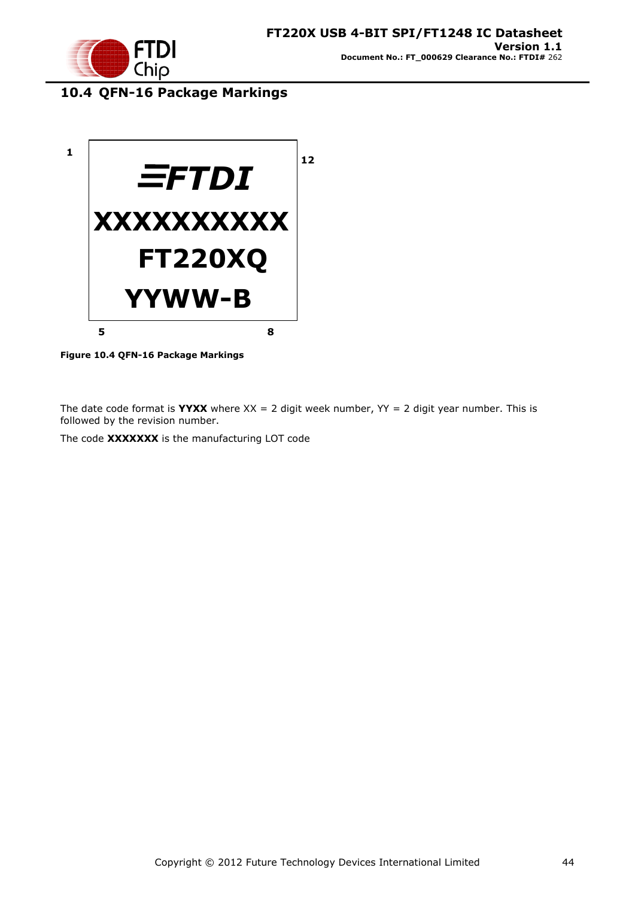## 10.4 QFN-16 Package Markings

1

12

≡FTDI

XXXXXXXXXX

FT220XQ

YYWW-B

5

8

**Figure 10.4 QFN-16 Package Markings**

The date code format is **YYXX** where XX = 2 digit week number, YY = 2 digit year number. This is followed by the revision number.

The code **XXXXXXX** is the manufacturing LOT code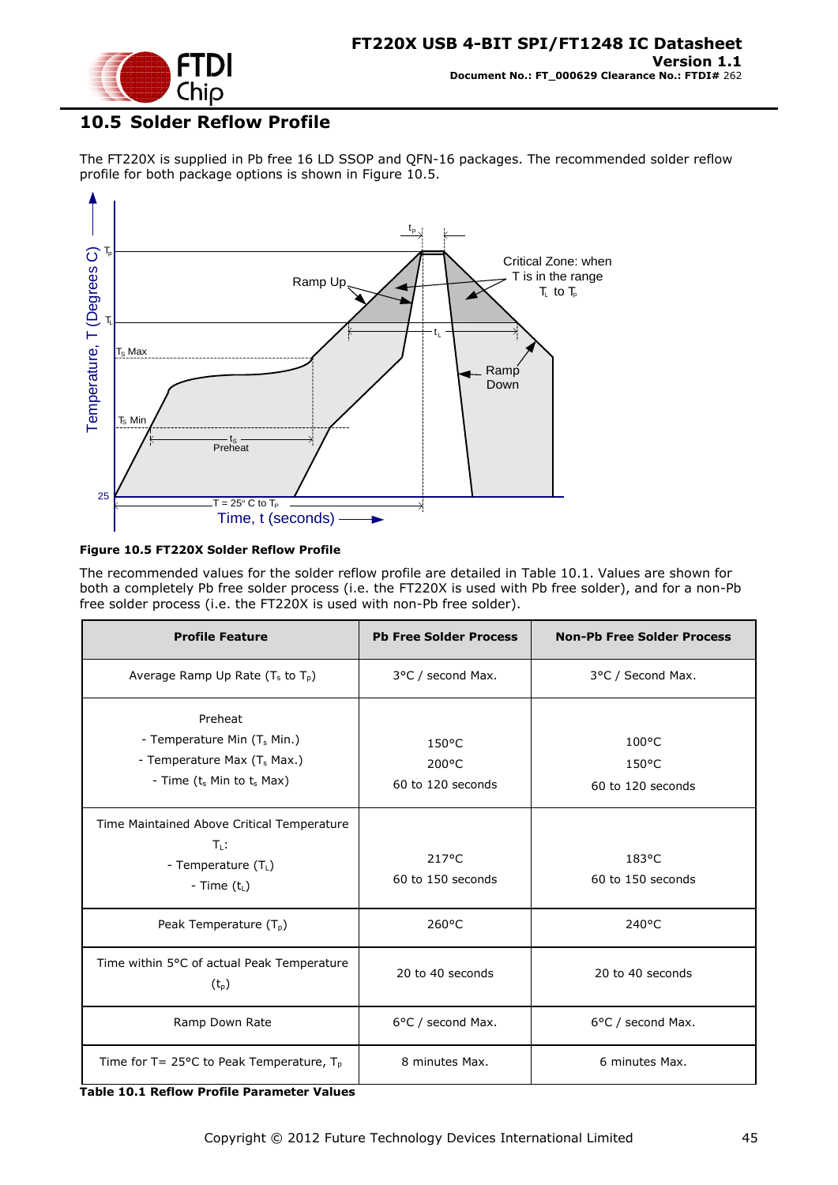## 10.5 Solder Reflow Profile

The FT220X is supplied in Pb free 16 LD SSOP and QFN-16 packages. The recommended solder reflow profile for both package options is shown in Figure 10.5.

**Figure 10.5 FT220X Solder Reflow Profile**

The recommended values for the solder reflow profile are detailed in Table 10.1. Values are shown for both a completely Pb free solder process (i.e. the FT220X is used with Pb free solder), and for a non-Pb free solder process (i.e. the FT220X is used with non-Pb free solder).

| Profile Feature | Pb Free Solder Process | Non-Pb Free Solder Process |
|---|---|---|
| Average Ramp Up Rate ($T_s$ to $T_p$) | 3°C / second Max. | 3°C / Second Max. |
| Preheat<br>- Temperature Min ($T_s$ Min.)<br>- Temperature Max ($T_s$ Max.)<br>- Time ($t_s$ Min to $t_s$ Max) | 150°C<br>200°C<br>60 to 120 seconds | 100°C<br>150°C<br>60 to 120 seconds |
| Time Maintained Above Critical Temperature $T_L$:<br>- Temperature ($T_L$)<br>- Time ($t_L$) | 217°C<br>60 to 150 seconds | 183°C<br>60 to 150 seconds |
| Peak Temperature ($T_p$) | 260°C | 240°C |
| Time within 5°C of actual Peak Temperature ($t_p$) | 20 to 40 seconds | 20 to 40 seconds |
| Ramp Down Rate | 6°C / second Max. | 6°C / second Max. |
| Time for T= 25°C to Peak Temperature, $T_p$ | 8 minutes Max. | 6 minutes Max. |

**Table 10.1 Reflow Profile Parameter Values**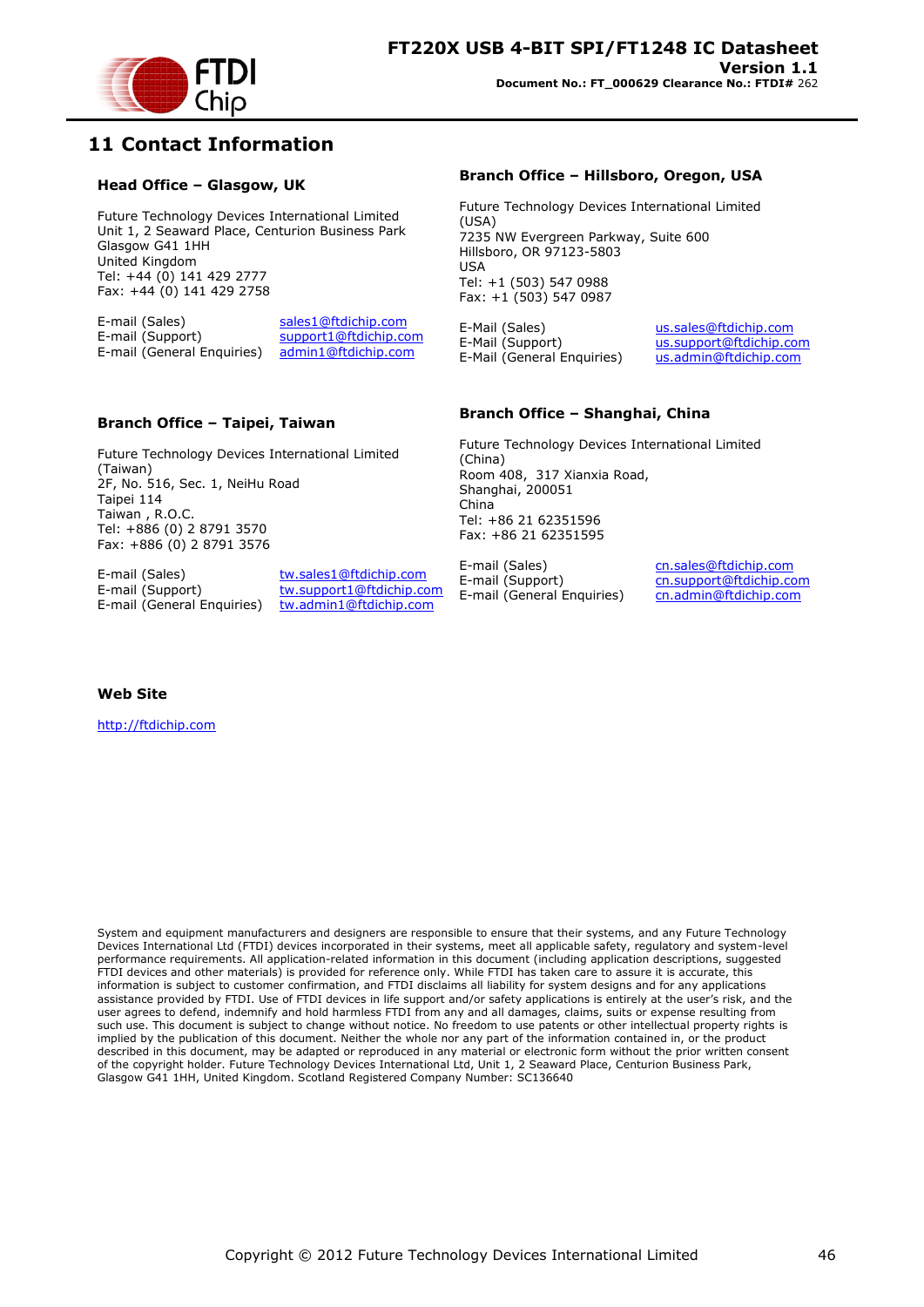# 11 Contact Information

### Head Office – Glasgow, UK

Future Technology Devices International Limited
Unit 1, 2 Seaward Place, Centurion Business Park
Glasgow G41 1HH
United Kingdom
Tel: +44 (0) 141 429 2777
Fax: +44 (0) 141 429 2758

| | |
|---|---|
| E-mail (Sales) | sales1@ftdichip.com |
| E-mail (Support) | support1@ftdichip.com |
| E-mail (General Enquiries) | admin1@ftdichip.com |

### Branch Office – Hillsboro, Oregon, USA

Future Technology Devices International Limited (USA)
7235 NW Evergreen Parkway, Suite 600
Hillsboro, OR 97123-5803
USA
Tel: +1 (503) 547 0988
Fax: +1 (503) 547 0987

| | |
|---|---|
| E-Mail (Sales) | us.sales@ftdichip.com |
| E-Mail (Support) | us.support@ftdichip.com |
| E-Mail (General Enquiries) | us.admin@ftdichip.com |

### Branch Office – Taipei, Taiwan

Future Technology Devices International Limited (Taiwan)
2F, No. 516, Sec. 1, NeiHu Road
Taipei 114
Taiwan , R.O.C.
Tel: +886 (0) 2 8791 3570
Fax: +886 (0) 2 8791 3576

| | |
|---|---|
| E-mail (Sales) | tw.sales1@ftdichip.com |
| E-mail (Support) | tw.support1@ftdichip.com |
| E-mail (General Enquiries) | tw.admin1@ftdichip.com |

### Branch Office – Shanghai, China

Future Technology Devices International Limited (China)
Room 408, 317 Xianxia Road,
Shanghai, 200051
China
Tel: +86 21 62351596
Fax: +86 21 62351595

| | |
|---|---|
| E-mail (Sales) | cn.sales@ftdichip.com |
| E-mail (Support) | cn.support@ftdichip.com |
| E-mail (General Enquiries) | cn.admin@ftdichip.com |

### Web Site

http://ftdichip.com

System and equipment manufacturers and designers are responsible to ensure that their systems, and any Future Technology Devices International Ltd (FTDI) devices incorporated in their systems, meet all applicable safety, regulatory and system-level performance requirements. All application-related information in this document (including application descriptions, suggested FTDI devices and other materials) is provided for reference only. While FTDI has taken care to assure it is accurate, this information is subject to customer confirmation, and FTDI disclaims all liability for system designs and for any applications assistance provided by FTDI. Use of FTDI devices in life support and/or safety applications is entirely at the user's risk, and the user agrees to defend, indemnify and hold harmless FTDI from any and all damages, claims, suits or expense resulting from such use. This document is subject to change without notice. No freedom to use patents or other intellectual property rights is implied by the publication of this document. Neither the whole nor any part of the information contained in, or the product described in this document, may be adapted or reproduced in any material or electronic form without the prior written consent of the copyright holder. Future Technology Devices International Ltd, Unit 1, 2 Seaward Place, Centurion Business Park, Glasgow G41 1HH, United Kingdom. Scotland Registered Company Number: SC136640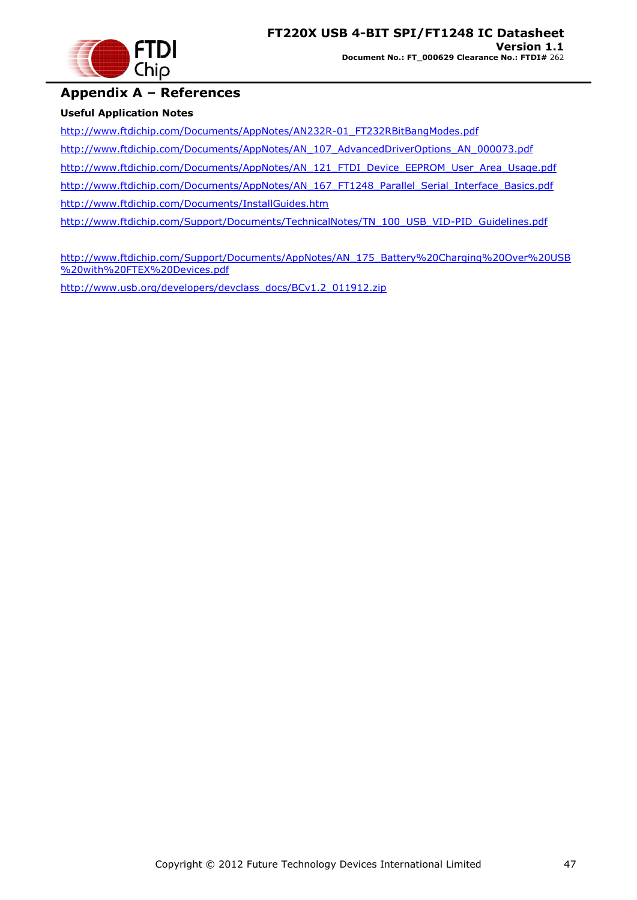# Appendix A – References

**Useful Application Notes**

http://www.ftdichip.com/Documents/AppNotes/AN232R-01_FT232RBitBangModes.pdf

http://www.ftdichip.com/Documents/AppNotes/AN_107_AdvancedDriverOptions_AN_000073.pdf

http://www.ftdichip.com/Documents/AppNotes/AN_121_FTDI_Device_EEPROM_User_Area_Usage.pdf

http://www.ftdichip.com/Documents/AppNotes/AN_167_FT1248_Parallel_Serial_Interface_Basics.pdf

http://www.ftdichip.com/Documents/InstallGuides.htm

http://www.ftdichip.com/Support/Documents/TechnicalNotes/TN_100_USB_VID-PID_Guidelines.pdf

http://www.ftdichip.com/Support/Documents/AppNotes/AN_175_Battery%20Charging%20Over%20USB%20with%20FTEX%20Devices.pdf

http://www.usb.org/developers/devclass_docs/BCv1.2_011912.zip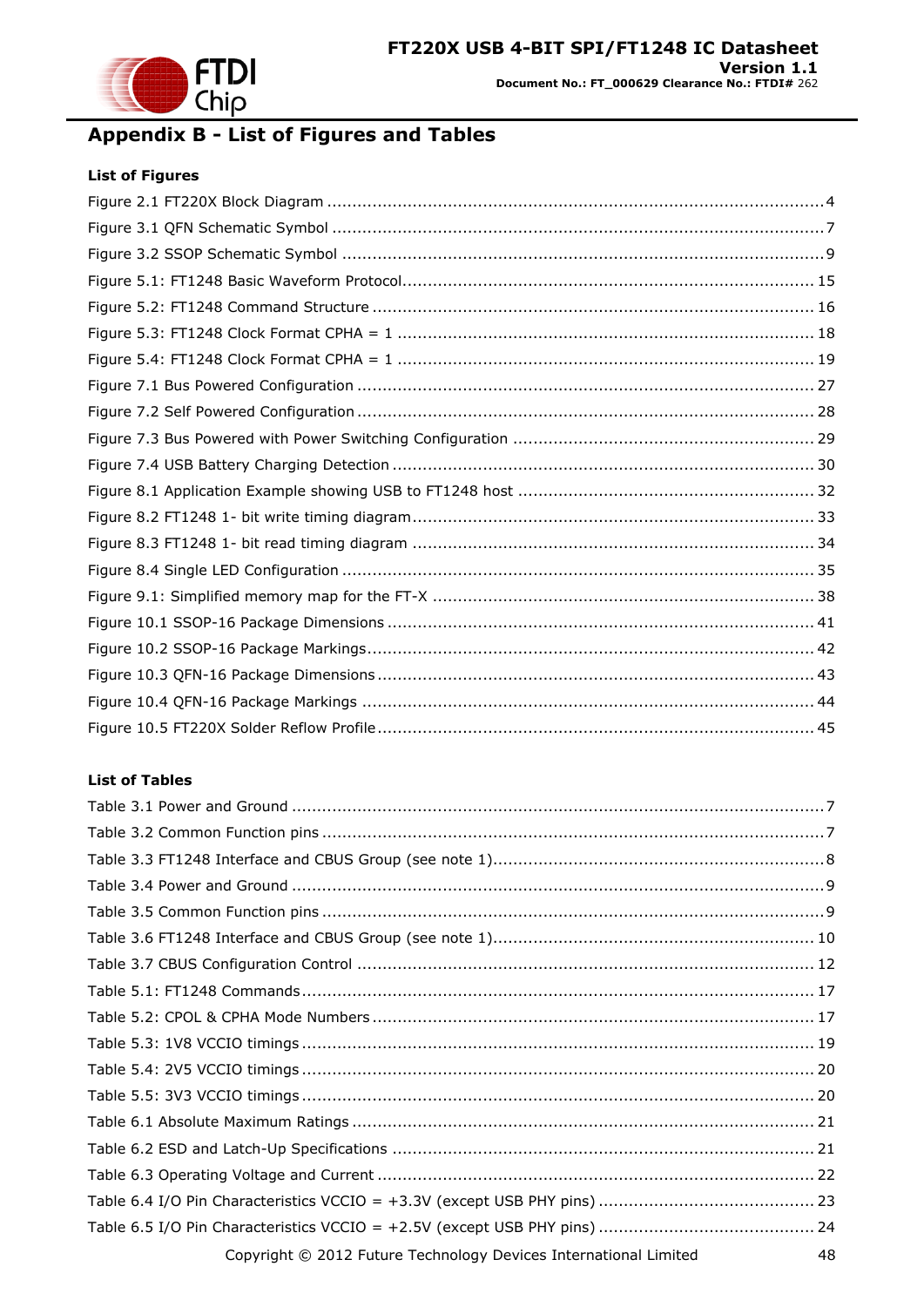# Appendix B - List of Figures and Tables

### List of Figures

Figure 2.1 FT220X Block Diagram ..................................................................................................4

Figure 3.1 QFN Schematic Symbol .................................................................................................7

Figure 3.2 SSOP Schematic Symbol ...............................................................................................9

Figure 5.1: FT1248 Basic Waveform Protocol................................................................................ 15

Figure 5.2: FT1248 Command Structure ....................................................................................... 16

Figure 5.3: FT1248 Clock Format CPHA = 1 .................................................................................. 18

Figure 5.4: FT1248 Clock Format CPHA = 1 .................................................................................. 19

Figure 7.1 Bus Powered Configuration .......................................................................................... 27

Figure 7.2 Self Powered Configuration .......................................................................................... 28

Figure 7.3 Bus Powered with Power Switching Configuration ............................................................ 29

Figure 7.4 USB Battery Charging Detection ................................................................................... 30

Figure 8.1 Application Example showing USB to FT1248 host .......................................................... 32

Figure 8.2 FT1248 1- bit write timing diagram............................................................................... 33

Figure 8.3 FT1248 1- bit read timing diagram ............................................................................... 34

Figure 8.4 Single LED Configuration ............................................................................................. 35

Figure 9.1: Simplified memory map for the FT-X ........................................................................... 38

Figure 10.1 SSOP-16 Package Dimensions .................................................................................... 41

Figure 10.2 SSOP-16 Package Markings........................................................................................ 42

Figure 10.3 QFN-16 Package Dimensions ...................................................................................... 43

Figure 10.4 QFN-16 Package Markings ......................................................................................... 44

Figure 10.5 FT220X Solder Reflow Profile ...................................................................................... 45

### List of Tables

Table 3.1 Power and Ground .........................................................................................................7

Table 3.2 Common Function pins ...................................................................................................7

Table 3.3 FT1248 Interface and CBUS Group (see note 1).................................................................8

Table 3.4 Power and Ground .........................................................................................................9

Table 3.5 Common Function pins ...................................................................................................9

Table 3.6 FT1248 Interface and CBUS Group (see note 1)............................................................... 10

Table 3.7 CBUS Configuration Control .......................................................................................... 12

Table 5.1: FT1248 Commands..................................................................................................... 17

Table 5.2: CPOL & CPHA Mode Numbers ....................................................................................... 17

Table 5.3: 1V8 VCCIO timings ..................................................................................................... 19

Table 5.4: 2V5 VCCIO timings ..................................................................................................... 20

Table 5.5: 3V3 VCCIO timings ..................................................................................................... 20

Table 6.1 Absolute Maximum Ratings ........................................................................................... 21

Table 6.2 ESD and Latch-Up Specifications ................................................................................... 21

Table 6.3 Operating Voltage and Current ...................................................................................... 22

Table 6.4 I/O Pin Characteristics VCCIO = +3.3V (except USB PHY pins) ........................................... 23

Table 6.5 I/O Pin Characteristics VCCIO = +2.5V (except USB PHY pins) ........................................... 24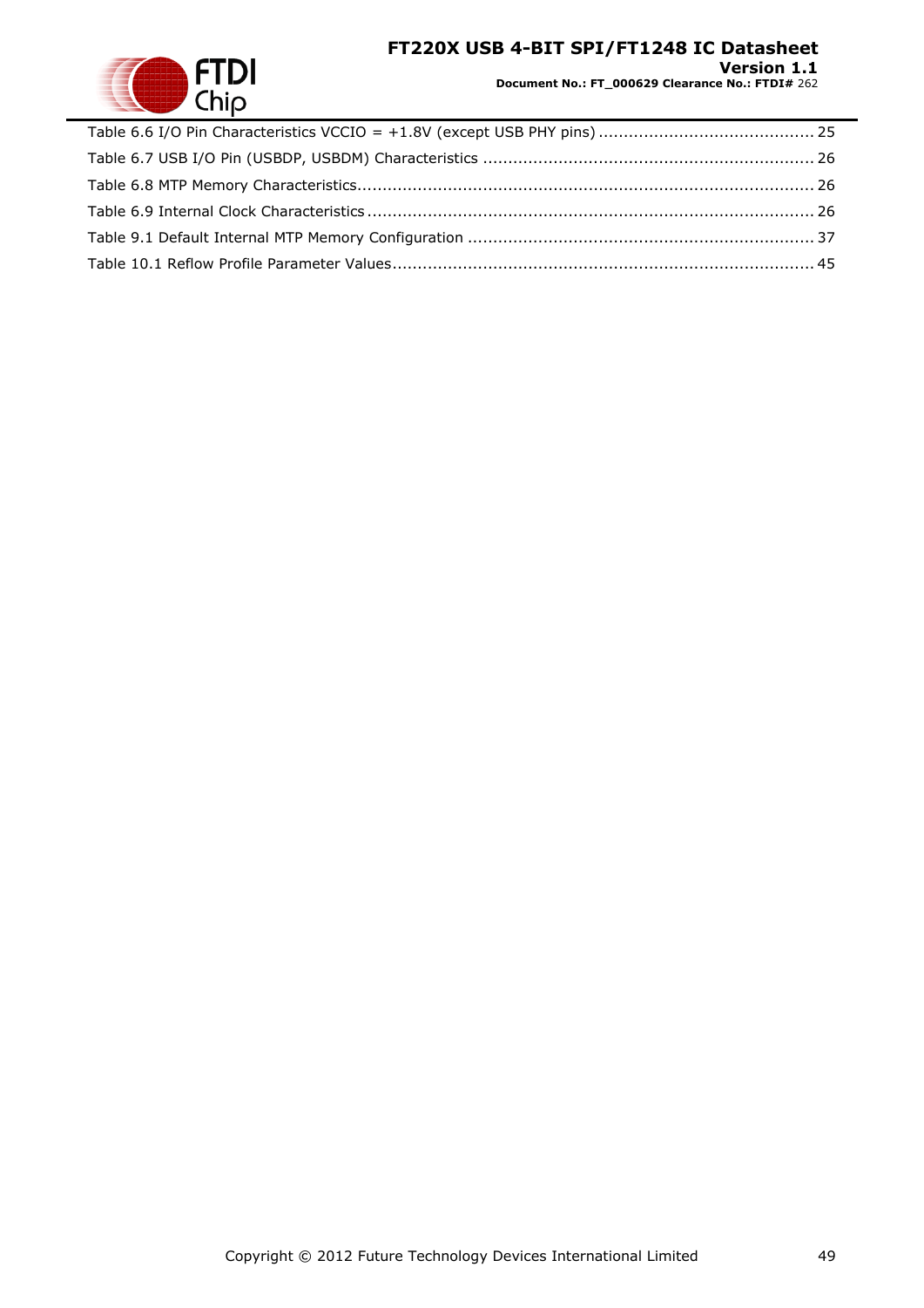Table 6.6 I/O Pin Characteristics VCCIO = +1.8V (except USB PHY pins) ........................................... 25

Table 6.7 USB I/O Pin (USBDP, USBDM) Characteristics .................................................................. 26

Table 6.8 MTP Memory Characteristics.......................................................................................... 26

Table 6.9 Internal Clock Characteristics ......................................................................................... 26

Table 9.1 Default Internal MTP Memory Configuration ..................................................................... 37

Table 10.1 Reflow Profile Parameter Values.................................................................................... 45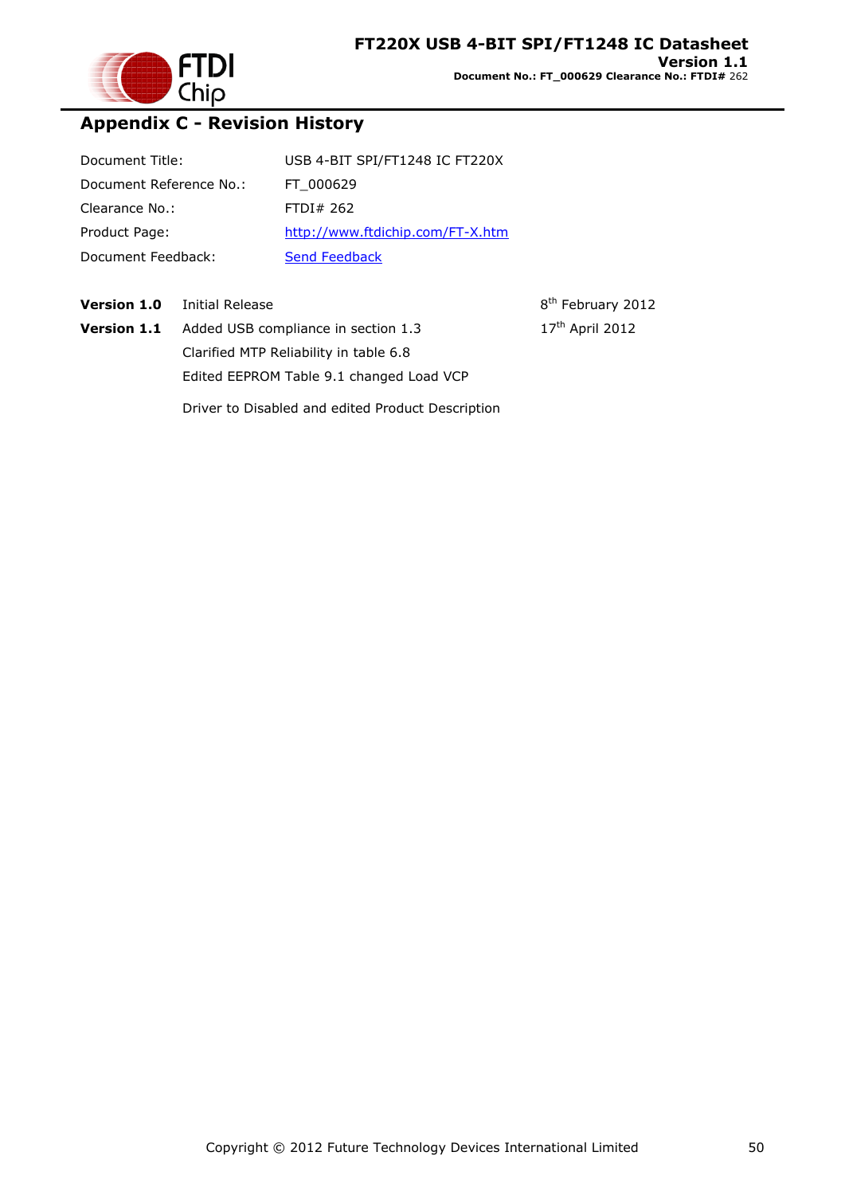## Appendix C - Revision History

| | |
|---|---|
| Document Title: | USB 4-BIT SPI/FT1248 IC FT220X |
| Document Reference No.: | FT_000629 |
| Clearance No.: | FTDI# 262 |
| Product Page: | http://www.ftdichip.com/FT-X.htm |
| Document Feedback: | Send Feedback |

| | | |
|---|---|---|
| **Version 1.0** | Initial Release | 8th February 2012 |
| **Version 1.1** | Added USB compliance in section 1.3<br>Clarified MTP Reliability in table 6.8<br>Edited EEPROM Table 9.1 changed Load VCP<br>Driver to Disabled and edited Product Description | 17th April 2012 |